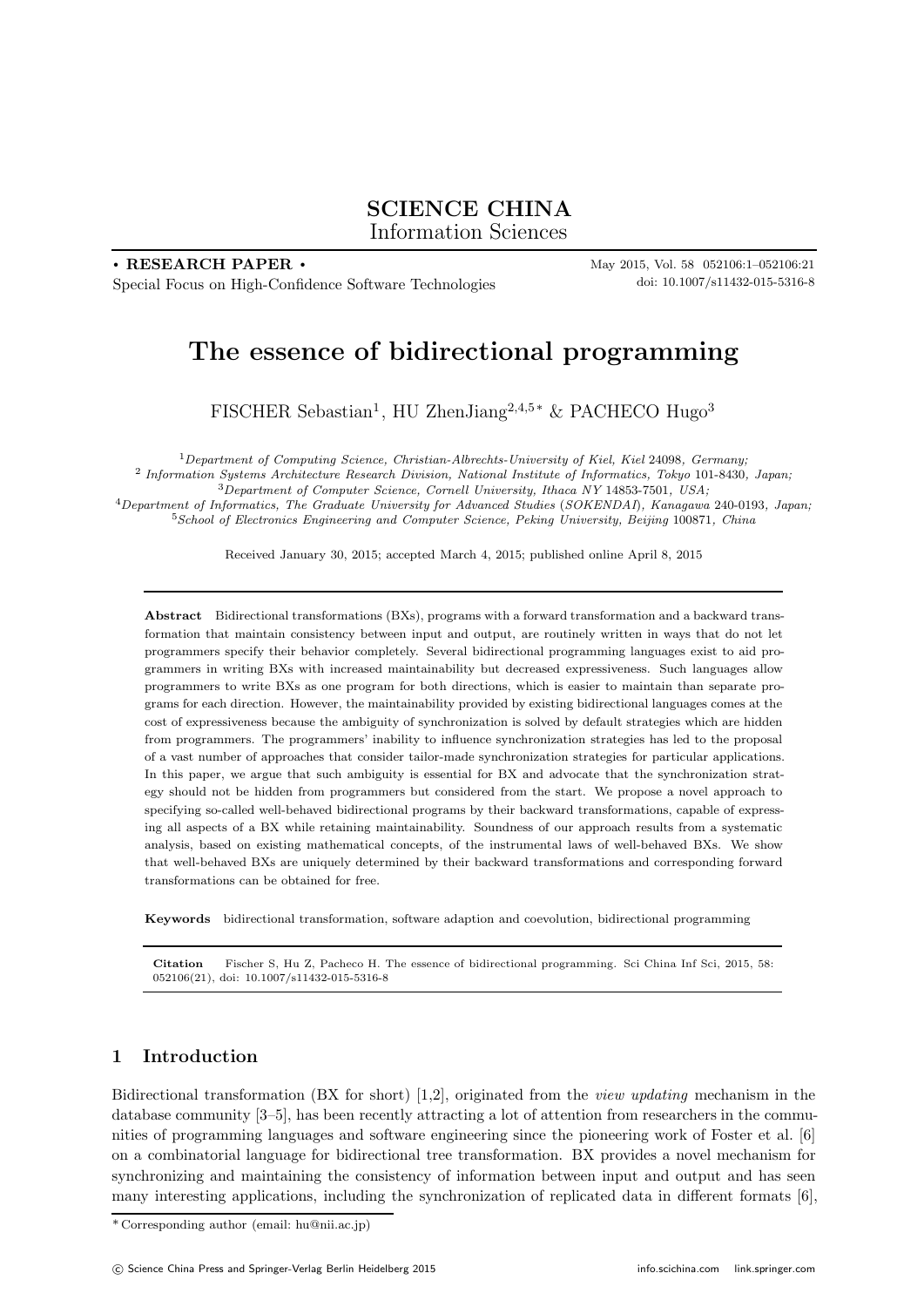**SCIENCE CHINA**
Information Sciences

• **RESEARCH PAPER** •

Special Focus on High-Confidence Software Technologies

May 2015, Vol. 58 052106:1–052106:21
doi: 10.1007/s11432-015-5316-8

# The essence of bidirectional programming

FISCHER Sebastian[1], HU ZhenJiang[2,4,5]* & PACHECO Hugo[3]

[1] *Department of Computing Science, Christian-Albrechts-University of Kiel, Kiel* 24098*, Germany;*
[2] *Information Systems Architecture Research Division, National Institute of Informatics, Tokyo* 101-8430*, Japan;*
[3] *Department of Computer Science, Cornell University, Ithaca NY* 14853-7501*, USA;*
[4] *Department of Informatics, The Graduate University for Advanced Studies (SOKENDAI), Kanagawa* 240-0193*, Japan;*
[5] *School of Electronics Engineering and Computer Science, Peking University, Beijing* 100871*, China*

Received January 30, 2015; accepted March 4, 2015; published online April 8, 2015

**Abstract** Bidirectional transformations (BXs), programs with a forward transformation and a backward transformation that maintain consistency between input and output, are routinely written in ways that do not let programmers specify their behavior completely. Several bidirectional programming languages exist to aid programmers in writing BXs with increased maintainability but decreased expressiveness. Such languages allow programmers to write BXs as one program for both directions, which is easier to maintain than separate programs for each direction. However, the maintainability provided by existing bidirectional languages comes at the cost of expressiveness because the ambiguity of synchronization is solved by default strategies which are hidden from programmers. The programmers' inability to influence synchronization strategies has led to the proposal of a vast number of approaches that consider tailor-made synchronization strategies for particular applications. In this paper, we argue that such ambiguity is essential for BX and advocate that the synchronization strategy should not be hidden from programmers but considered from the start. We propose a novel approach to specifying so-called well-behaved bidirectional programs by their backward transformations, capable of expressing all aspects of a BX while retaining maintainability. Soundness of our approach results from a systematic analysis, based on existing mathematical concepts, of the instrumental laws of well-behaved BXs. We show that well-behaved BXs are uniquely determined by their backward transformations and corresponding forward transformations can be obtained for free.

**Keywords** bidirectional transformation, software adaption and coevolution, bidirectional programming

**Citation** Fischer S, Hu Z, Pacheco H. The essence of bidirectional programming. Sci China Inf Sci, 2015, 58: 052106(21), doi: 10.1007/s11432-015-5316-8

## 1 Introduction

Bidirectional transformation (BX for short) [1,2], originated from the *view updating* mechanism in the database community [3–5], has been recently attracting a lot of attention from researchers in the communities of programming languages and software engineering since the pioneering work of Foster et al. [6] on a combinatorial language for bidirectional tree transformation. BX provides a novel mechanism for synchronizing and maintaining the consistency of information between input and output and has seen many interesting applications, including the synchronization of replicated data in different formats [6],

*Corresponding author (email: hu@nii.ac.jp)

© Science China Press and Springer-Verlag Berlin Heidelberg 2015 info.scichina.com link.springer.com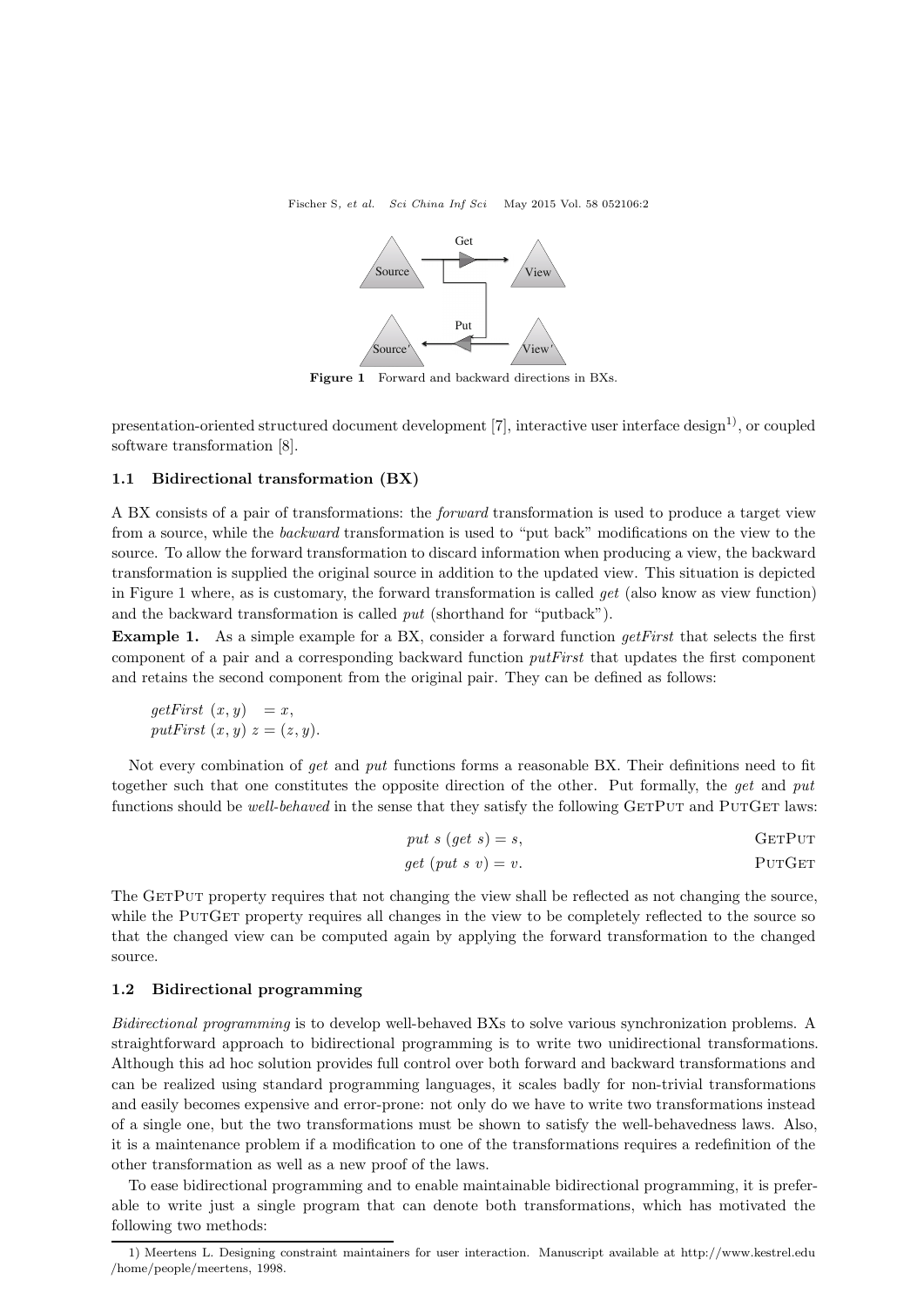Figure 1 Forward and backward directions in BXs.

presentation-oriented structured document development [7], interactive user interface design[1)], or coupled software transformation [8].

### 1.1 Bidirectional transformation (BX)

A BX consists of a pair of transformations: the *forward* transformation is used to produce a target view from a source, while the *backward* transformation is used to "put back" modifications on the view to the source. To allow the forward transformation to discard information when producing a view, the backward transformation is supplied the original source in addition to the updated view. This situation is depicted in Figure 1 where, as is customary, the forward transformation is called *get* (also know as view function) and the backward transformation is called *put* (shorthand for "putback").

**Example 1.** As a simple example for a BX, consider a forward function *getFirst* that selects the first component of a pair and a corresponding backward function *putFirst* that updates the first component and retains the second component from the original pair. They can be defined as follows:

$$
\begin{aligned}
&\mathit{getFirst}\ (x, y) \quad = x,\\
&\mathit{putFirst}\ (x, y)\ z = (z, y).
\end{aligned}
$$

Not every combination of *get* and *put* functions forms a reasonable BX. Their definitions need to fit together such that one constitutes the opposite direction of the other. Put formally, the *get* and *put* functions should be *well-behaved* in the sense that they satisfy the following GetPut and PutGet laws:

$$\mathit{put}\ s\ (\mathit{get}\ s) = s, \qquad \text{GetPut}$$

$$\mathit{get}\ (\mathit{put}\ s\ v) = v. \qquad \text{PutGet}$$

The GetPut property requires that not changing the view shall be reflected as not changing the source, while the PutGet property requires all changes in the view to be completely reflected to the source so that the changed view can be computed again by applying the forward transformation to the changed source.

### 1.2 Bidirectional programming

*Bidirectional programming* is to develop well-behaved BXs to solve various synchronization problems. A straightforward approach to bidirectional programming is to write two unidirectional transformations. Although this ad hoc solution provides full control over both forward and backward transformations and can be realized using standard programming languages, it scales badly for non-trivial transformations and easily becomes expensive and error-prone: not only do we have to write two transformations instead of a single one, but the two transformations must be shown to satisfy the well-behavedness laws. Also, it is a maintenance problem if a modification to one of the transformations requires a redefinition of the other transformation as well as a new proof of the laws.

To ease bidirectional programming and to enable maintainable bidirectional programming, it is preferable to write just a single program that can denote both transformations, which has motivated the following two methods:

1) Meertens L. Designing constraint maintainers for user interaction. Manuscript available at http://www.kestrel.edu /home/people/meertens, 1998.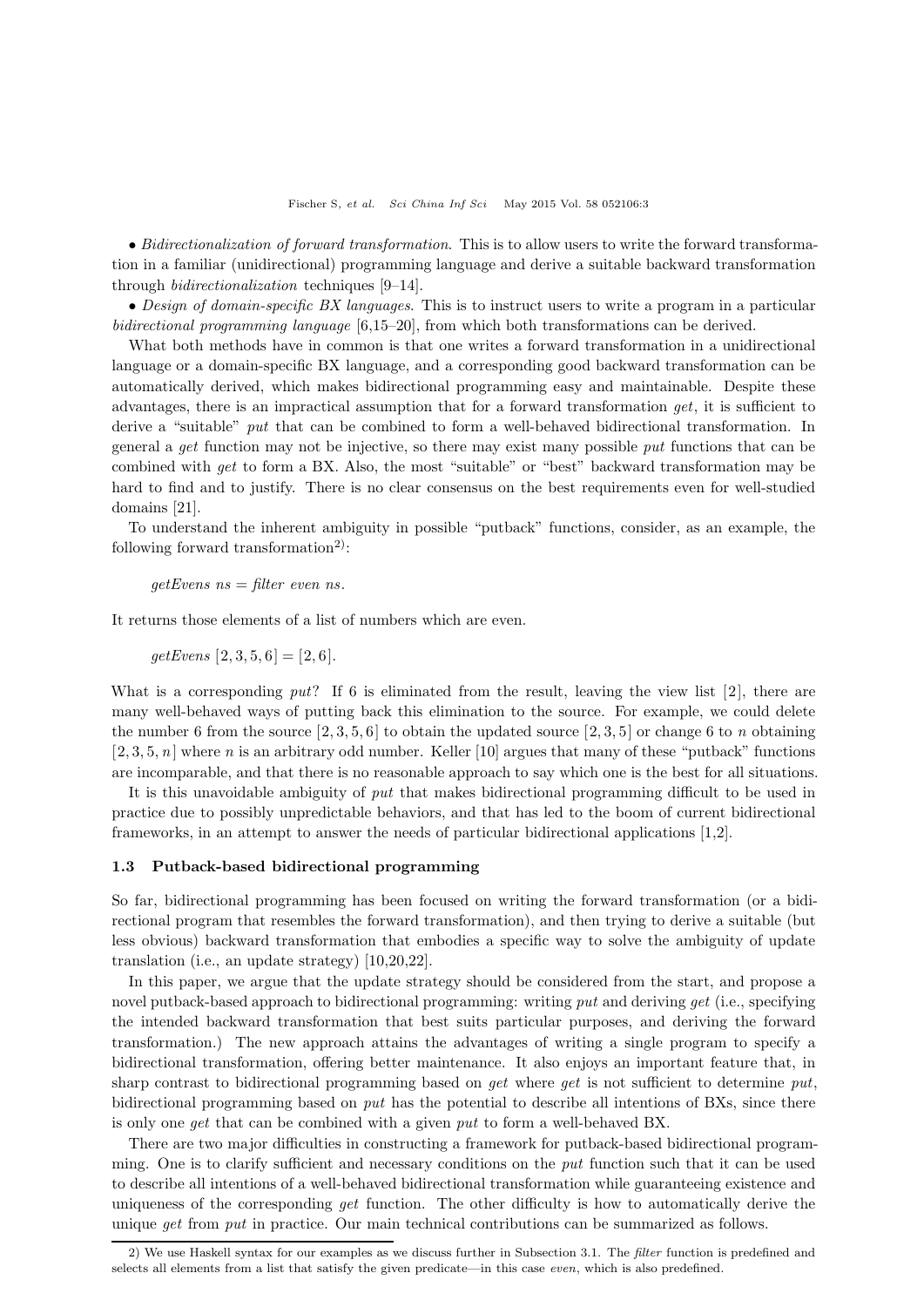• *Bidirectionalization of forward transformation*. This is to allow users to write the forward transformation in a familiar (unidirectional) programming language and derive a suitable backward transformation through *bidirectionalization* techniques [9–14].

• *Design of domain-specific BX languages*. This is to instruct users to write a program in a particular *bidirectional programming language* [6,15–20], from which both transformations can be derived.

What both methods have in common is that one writes a forward transformation in a unidirectional language or a domain-specific BX language, and a corresponding good backward transformation can be automatically derived, which makes bidirectional programming easy and maintainable. Despite these advantages, there is an impractical assumption that for a forward transformation *get*, it is sufficient to derive a "suitable" *put* that can be combined to form a well-behaved bidirectional transformation. In general a *get* function may not be injective, so there may exist many possible *put* functions that can be combined with *get* to form a BX. Also, the most "suitable" or "best" backward transformation may be hard to find and to justify. There is no clear consensus on the best requirements even for well-studied domains [21].

To understand the inherent ambiguity in possible "putback" functions, consider, as an example, the following forward transformation[2]:

$$getEvens\ ns = filter\ even\ ns.$$

It returns those elements of a list of numbers which are even.

$$getEvens\ [2,3,5,6] = [2,6].$$

What is a corresponding *put*? If 6 is eliminated from the result, leaving the view list $[2]$, there are many well-behaved ways of putting back this elimination to the source. For example, we could delete the number 6 from the source $[2,3,5,6]$ to obtain the updated source $[2,3,5]$ or change 6 to $n$ obtaining $[2,3,5,n]$ where $n$ is an arbitrary odd number. Keller [10] argues that many of these "putback" functions are incomparable, and that there is no reasonable approach to say which one is the best for all situations.

It is this unavoidable ambiguity of *put* that makes bidirectional programming difficult to be used in practice due to possibly unpredictable behaviors, and that has led to the boom of current bidirectional frameworks, in an attempt to answer the needs of particular bidirectional applications [1,2].

### 1.3 Putback-based bidirectional programming

So far, bidirectional programming has been focused on writing the forward transformation (or a bidirectional program that resembles the forward transformation), and then trying to derive a suitable (but less obvious) backward transformation that embodies a specific way to solve the ambiguity of update translation (i.e., an update strategy) [10,20,22].

In this paper, we argue that the update strategy should be considered from the start, and propose a novel putback-based approach to bidirectional programming: writing *put* and deriving *get* (i.e., specifying the intended backward transformation that best suits particular purposes, and deriving the forward transformation.) The new approach attains the advantages of writing a single program to specify a bidirectional transformation, offering better maintenance. It also enjoys an important feature that, in sharp contrast to bidirectional programming based on *get* where *get* is not sufficient to determine *put*, bidirectional programming based on *put* has the potential to describe all intentions of BXs, since there is only one *get* that can be combined with a given *put* to form a well-behaved BX.

There are two major difficulties in constructing a framework for putback-based bidirectional programming. One is to clarify sufficient and necessary conditions on the *put* function such that it can be used to describe all intentions of a well-behaved bidirectional transformation while guaranteeing existence and uniqueness of the corresponding *get* function. The other difficulty is how to automatically derive the unique *get* from *put* in practice. Our main technical contributions can be summarized as follows.

---

2) We use Haskell syntax for our examples as we discuss further in Subsection 3.1. The *filter* function is predefined and selects all elements from a list that satisfy the given predicate—in this case *even*, which is also predefined.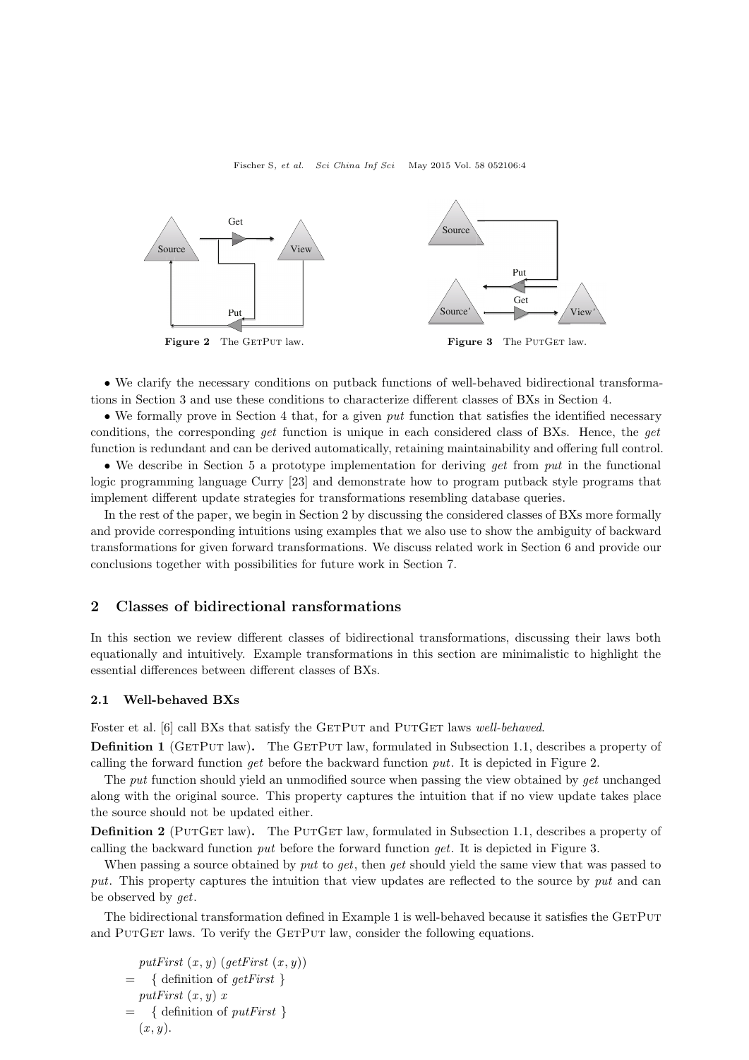Figure 2 The GetPut law.

Figure 3 The PutGet law.

- We clarify the necessary conditions on putback functions of well-behaved bidirectional transformations in Section 3 and use these conditions to characterize different classes of BXs in Section 4.
- We formally prove in Section 4 that, for a given *put* function that satisfies the identified necessary conditions, the corresponding *get* function is unique in each considered class of BXs. Hence, the *get* function is redundant and can be derived automatically, retaining maintainability and offering full control.
- We describe in Section 5 a prototype implementation for deriving *get* from *put* in the functional logic programming language Curry [23] and demonstrate how to program putback style programs that implement different update strategies for transformations resembling database queries.

In the rest of the paper, we begin in Section 2 by discussing the considered classes of BXs more formally and provide corresponding intuitions using examples that we also use to show the ambiguity of backward transformations for given forward transformations. We discuss related work in Section 6 and provide our conclusions together with possibilities for future work in Section 7.

## 2 Classes of bidirectional ransformations

In this section we review different classes of bidirectional transformations, discussing their laws both equationally and intuitively. Example transformations in this section are minimalistic to highlight the essential differences between different classes of BXs.

### 2.1 Well-behaved BXs

Foster et al. [6] call BXs that satisfy the GetPut and PutGet laws *well-behaved*.

**Definition 1** (GetPut law)**.** The GetPut law, formulated in Subsection 1.1, describes a property of calling the forward function *get* before the backward function *put*. It is depicted in Figure 2.

The *put* function should yield an unmodified source when passing the view obtained by *get* unchanged along with the original source. This property captures the intuition that if no view update takes place the source should not be updated either.

**Definition 2** (PutGet law)**.** The PutGet law, formulated in Subsection 1.1, describes a property of calling the backward function *put* before the forward function *get*. It is depicted in Figure 3.

When passing a source obtained by *put* to *get*, then *get* should yield the same view that was passed to *put*. This property captures the intuition that view updates are reflected to the source by *put* and can be observed by *get*.

The bidirectional transformation defined in Example 1 is well-behaved because it satisfies the GetPut and PutGet laws. To verify the GetPut law, consider the following equations.

$$
\begin{aligned}
& \mathit{putFirst}\ (x, y)\ (\mathit{getFirst}\ (x, y)) \\
= \quad & \{ \text{ definition of } \mathit{getFirst} \ \} \\
& \mathit{putFirst}\ (x, y)\ x \\
= \quad & \{ \text{ definition of } \mathit{putFirst} \ \} \\
& (x, y).
\end{aligned}
$$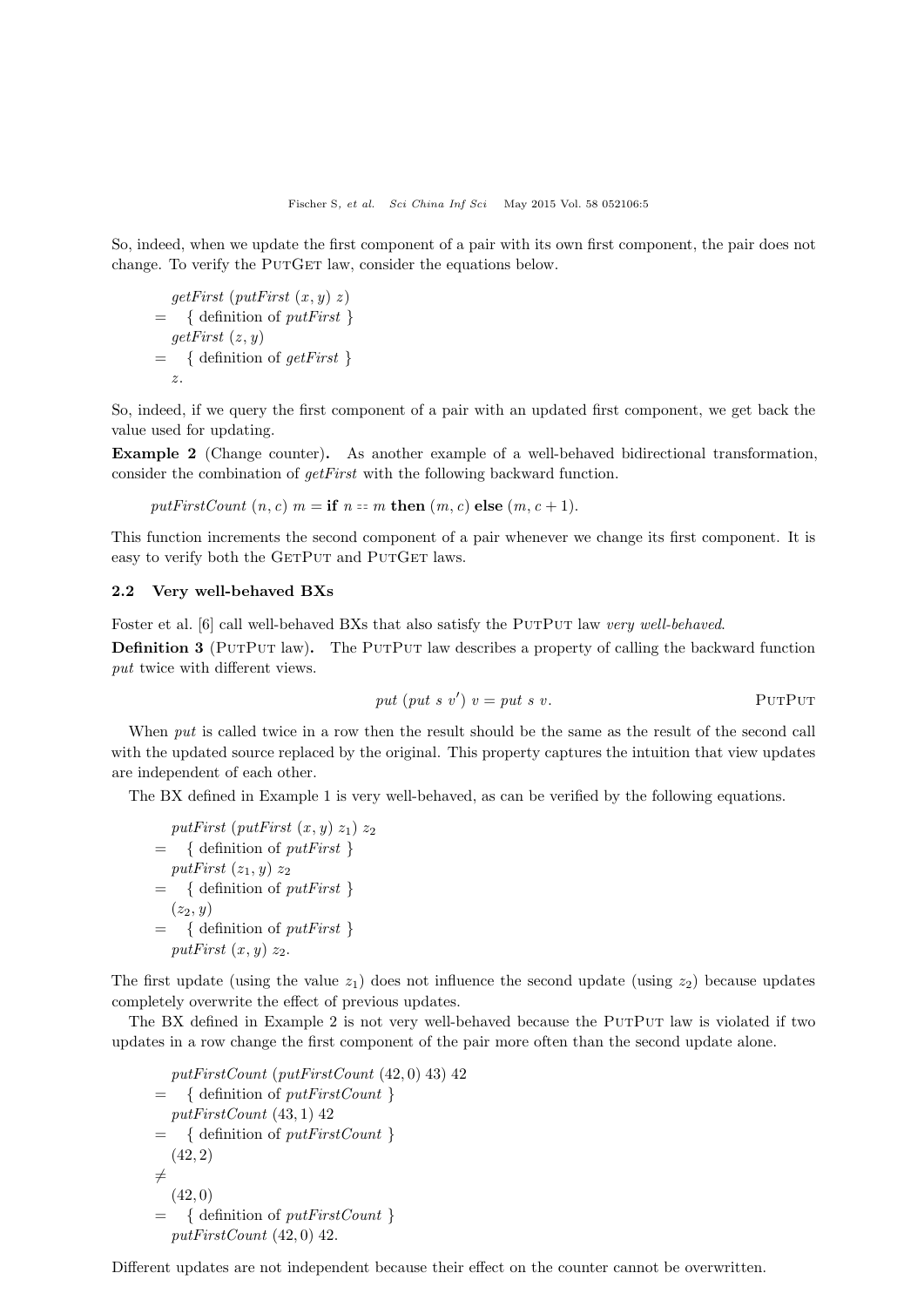So, indeed, when we update the first component of a pair with its own first component, the pair does not change. To verify the PutGet law, consider the equations below.

$$
\begin{aligned}
& \mathit{getFirst}\ (\mathit{putFirst}\ (x, y)\ z) \\
=\ & \quad \{ \text{ definition of } \mathit{putFirst} \ \} \\
& \mathit{getFirst}\ (z, y) \\
=\ & \quad \{ \text{ definition of } \mathit{getFirst} \ \} \\
& z.
\end{aligned}
$$

So, indeed, if we query the first component of a pair with an updated first component, we get back the value used for updating.

**Example 2** (Change counter)**.** As another example of a well-behaved bidirectional transformation, consider the combination of *getFirst* with the following backward function.

$$\mathit{putFirstCount}\ (n, c)\ m = \textbf{if}\ n == m\ \textbf{then}\ (m, c)\ \textbf{else}\ (m, c + 1).$$

This function increments the second component of a pair whenever we change its first component. It is easy to verify both the GetPut and PutGet laws.

### 2.2 Very well-behaved BXs

Foster et al. [6] call well-behaved BXs that also satisfy the PutPut law *very well-behaved*.

**Definition 3** (PutPut law)**.** The PutPut law describes a property of calling the backward function *put* twice with different views.

$$\mathit{put}\ (\mathit{put}\ s\ v')\ v = \mathit{put}\ s\ v. \qquad \text{PutPut}$$

When *put* is called twice in a row then the result should be the same as the result of the second call with the updated source replaced by the original. This property captures the intuition that view updates are independent of each other.

The BX defined in Example 1 is very well-behaved, as can be verified by the following equations.

$$
\begin{aligned}
& \mathit{putFirst}\ (\mathit{putFirst}\ (x, y)\ z_1)\ z_2 \\
=\ & \quad \{ \text{ definition of } \mathit{putFirst} \ \} \\
& \mathit{putFirst}\ (z_1, y)\ z_2 \\
=\ & \quad \{ \text{ definition of } \mathit{putFirst} \ \} \\
& (z_2, y) \\
=\ & \quad \{ \text{ definition of } \mathit{putFirst} \ \} \\
& \mathit{putFirst}\ (x, y)\ z_2.
\end{aligned}
$$

The first update (using the value $z_1$) does not influence the second update (using $z_2$) because updates completely overwrite the effect of previous updates.

The BX defined in Example 2 is not very well-behaved because the PutPut law is violated if two updates in a row change the first component of the pair more often than the second update alone.

$$
\begin{aligned}
& \mathit{putFirstCount}\ (\mathit{putFirstCount}\ (42, 0)\ 43)\ 42 \\
=\ & \quad \{ \text{ definition of } \mathit{putFirstCount} \ \} \\
& \mathit{putFirstCount}\ (43, 1)\ 42 \\
=\ & \quad \{ \text{ definition of } \mathit{putFirstCount} \ \} \\
& (42, 2) \\
\neq\ & \\
& (42, 0) \\
=\ & \quad \{ \text{ definition of } \mathit{putFirstCount} \ \} \\
& \mathit{putFirstCount}\ (42, 0)\ 42.
\end{aligned}
$$

Different updates are not independent because their effect on the counter cannot be overwritten.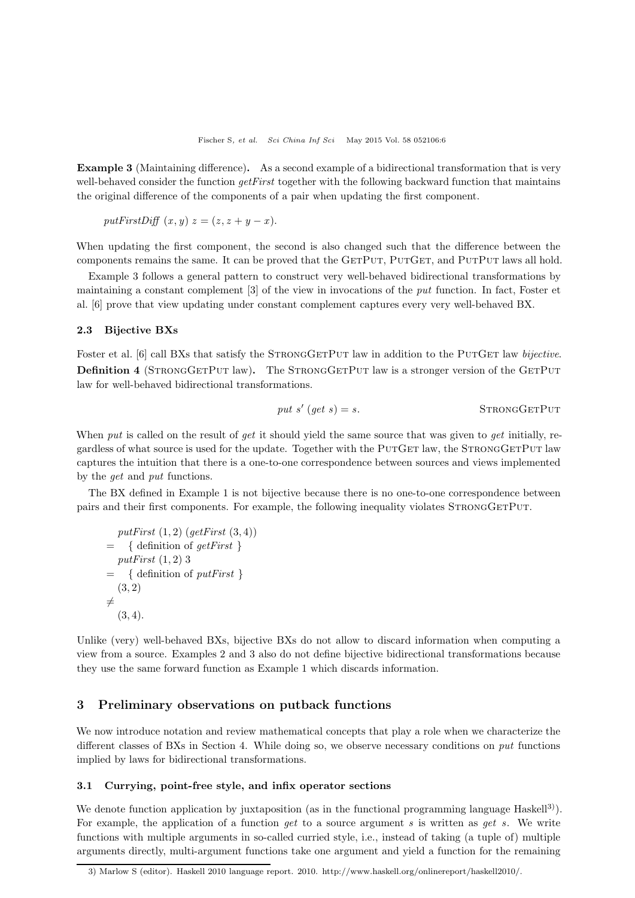**Example 3** (Maintaining difference)**.** As a second example of a bidirectional transformation that is very well-behaved consider the function *getFirst* together with the following backward function that maintains the original difference of the components of a pair when updating the first component.

$$\mathit{putFirstDiff}\ (x, y)\ z = (z, z + y - x).$$

When updating the first component, the second is also changed such that the difference between the components remains the same. It can be proved that the GetPut, PutGet, and PutPut laws all hold.

Example 3 follows a general pattern to construct very well-behaved bidirectional transformations by maintaining a constant complement [3] of the view in invocations of the *put* function. In fact, Foster et al. [6] prove that view updating under constant complement captures every very well-behaved BX.

### 2.3 Bijective BXs

Foster et al. [6] call BXs that satisfy the StrongGetPut law in addition to the PutGet law *bijective*.

**Definition 4** (StrongGetPut law)**.** The StrongGetPut law is a stronger version of the GetPut law for well-behaved bidirectional transformations.

$$\mathit{put}\ s'\ (\mathit{get}\ s) = s. \qquad \textsc{StrongGetPut}$$

When *put* is called on the result of *get* it should yield the same source that was given to *get* initially, regardless of what source is used for the update. Together with the PutGet law, the StrongGetPut law captures the intuition that there is a one-to-one correspondence between sources and views implemented by the *get* and *put* functions.

The BX defined in Example 1 is not bijective because there is no one-to-one correspondence between pairs and their first components. For example, the following inequality violates StrongGetPut.

$$
\begin{aligned}
& \mathit{putFirst}\ (1,2)\ (\mathit{getFirst}\ (3,4)) \\
= \quad & \{ \text{ definition of } \mathit{getFirst} \ \} \\
& \mathit{putFirst}\ (1,2)\ 3 \\
= \quad & \{ \text{ definition of } \mathit{putFirst} \ \} \\
& (3,2) \\
\neq \quad & \\
& (3,4).
\end{aligned}
$$

Unlike (very) well-behaved BXs, bijective BXs do not allow to discard information when computing a view from a source. Examples 2 and 3 also do not define bijective bidirectional transformations because they use the same forward function as Example 1 which discards information.

## 3 Preliminary observations on putback functions

We now introduce notation and review mathematical concepts that play a role when we characterize the different classes of BXs in Section 4. While doing so, we observe necessary conditions on *put* functions implied by laws for bidirectional transformations.

### 3.1 Currying, point-free style, and infix operator sections

We denote function application by juxtaposition (as in the functional programming language Haskell[3]). For example, the application of a function *get* to a source argument *s* is written as *get s*. We write functions with multiple arguments in so-called curried style, i.e., instead of taking (a tuple of) multiple arguments directly, multi-argument functions take one argument and yield a function for the remaining

3) Marlow S (editor). Haskell 2010 language report. 2010. http://www.haskell.org/onlinereport/haskell2010/.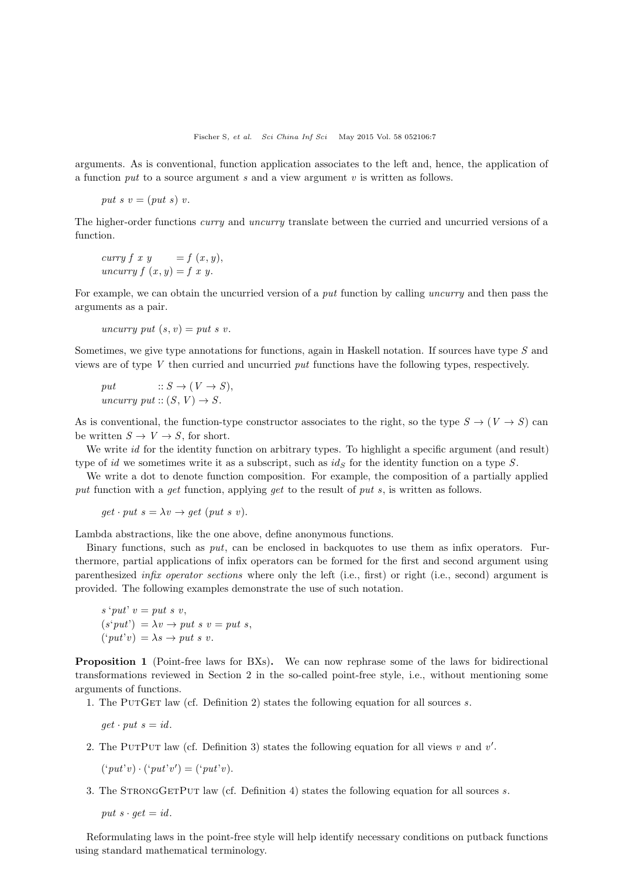arguments. As is conventional, function application associates to the left and, hence, the application of a function *put* to a source argument *s* and a view argument *v* is written as follows.

$$put\ s\ v = (put\ s)\ v.$$

The higher-order functions *curry* and *uncurry* translate between the curried and uncurried versions of a function.

$$
\begin{aligned}
&curry\ f\ x\ y &&= f\ (x, y),\\
&uncurry\ f\ (x, y) &&= f\ x\ y.
\end{aligned}
$$

For example, we can obtain the uncurried version of a *put* function by calling *uncurry* and then pass the arguments as a pair.

$$uncurry\ put\ (s, v) = put\ s\ v.$$

Sometimes, we give type annotations for functions, again in Haskell notation. If sources have type $S$ and views are of type $V$ then curried and uncurried *put* functions have the following types, respectively.

$$
\begin{aligned}
&put &&:: S \rightarrow (V \rightarrow S),\\
&uncurry\ put &&:: (S, V) \rightarrow S.
\end{aligned}
$$

As is conventional, the function-type constructor associates to the right, so the type $S \rightarrow (V \rightarrow S)$ can be written $S \rightarrow V \rightarrow S$, for short.

We write *id* for the identity function on arbitrary types. To highlight a specific argument (and result) type of *id* we sometimes write it as a subscript, such as $id_S$ for the identity function on a type $S$.

We write a dot to denote function composition. For example, the composition of a partially applied *put* function with a *get* function, applying *get* to the result of *put s*, is written as follows.

$$get \cdot put\ s = \lambda v \rightarrow get\ (put\ s\ v).$$

Lambda abstractions, like the one above, define anonymous functions.

Binary functions, such as *put*, can be enclosed in backquotes to use them as infix operators. Furthermore, partial applications of infix operators can be formed for the first and second argument using parenthesized *infix operator sections* where only the left (i.e., first) or right (i.e., second) argument is provided. The following examples demonstrate the use of such notation.

$$
\begin{aligned}
&s\ \text{`}put\text{'}\ v = put\ s\ v,\\
&(s\text{`}put\text{'}) = \lambda v \rightarrow put\ s\ v = put\ s,\\
&(\text{`}put\text{'}v) = \lambda s \rightarrow put\ s\ v.
\end{aligned}
$$

**Proposition 1** (Point-free laws for BXs)**.** We can now rephrase some of the laws for bidirectional transformations reviewed in Section 2 in the so-called point-free style, i.e., without mentioning some arguments of functions.

1. The PutGet law (cf. Definition 2) states the following equation for all sources *s*.

$$get \cdot put\ s = id.$$

2. The PutPut law (cf. Definition 3) states the following equation for all views $v$ and $v'$.

$$(\text{`}put\text{'}v) \cdot (\text{`}put\text{'}v') = (\text{`}put\text{'}v).$$

3. The StrongGetPut law (cf. Definition 4) states the following equation for all sources *s*.

$$put\ s \cdot get = id.$$

Reformulating laws in the point-free style will help identify necessary conditions on putback functions using standard mathematical terminology.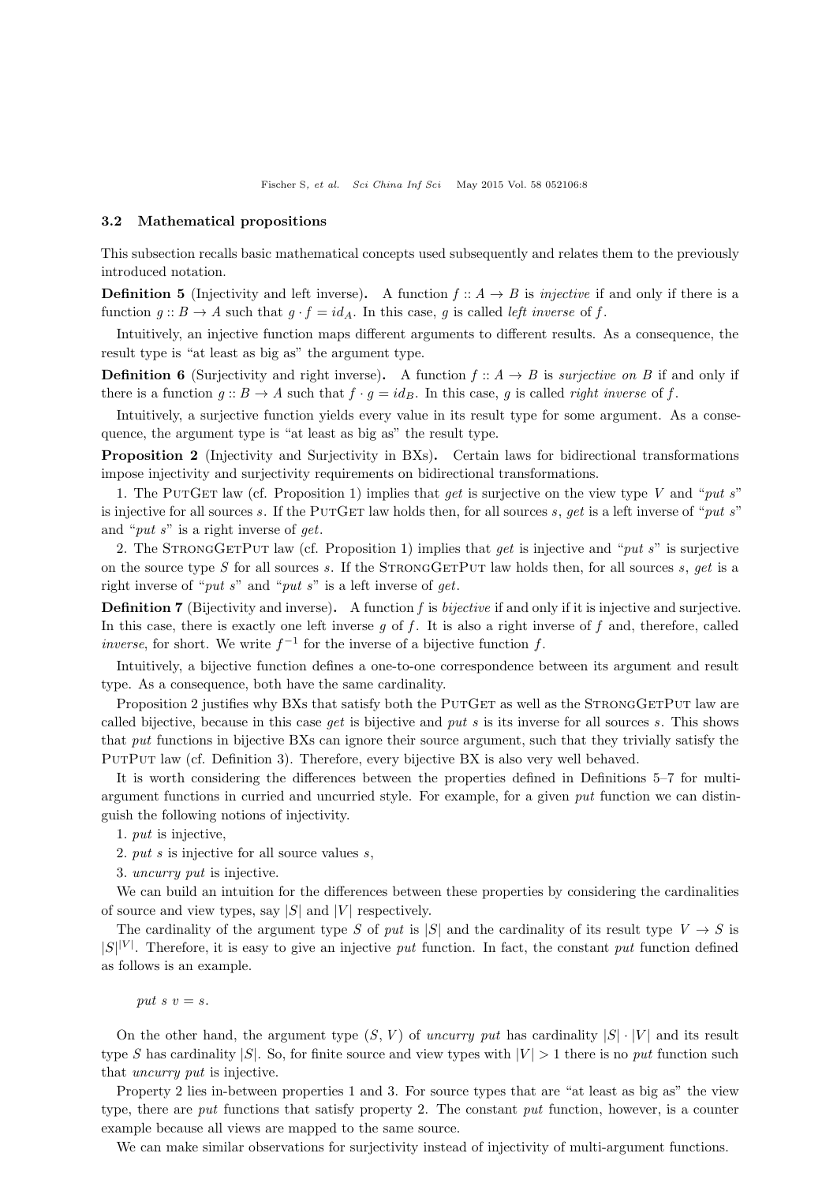### 3.2 Mathematical propositions

This subsection recalls basic mathematical concepts used subsequently and relates them to the previously introduced notation.

**Definition 5** (Injectivity and left inverse). A function $f :: A \to B$ is *injective* if and only if there is a function $g :: B \to A$ such that $g \cdot f = id_A$. In this case, $g$ is called *left inverse* of $f$.

Intuitively, an injective function maps different arguments to different results. As a consequence, the result type is "at least as big as" the argument type.

**Definition 6** (Surjectivity and right inverse). A function $f :: A \to B$ is *surjective on* $B$ if and only if there is a function $g :: B \to A$ such that $f \cdot g = id_B$. In this case, $g$ is called *right inverse* of $f$.

Intuitively, a surjective function yields every value in its result type for some argument. As a consequence, the argument type is "at least as big as" the result type.

**Proposition 2** (Injectivity and Surjectivity in BXs). Certain laws for bidirectional transformations impose injectivity and surjectivity requirements on bidirectional transformations.

1. The PutGet law (cf. Proposition 1) implies that *get* is surjective on the view type $V$ and "*put s*" is injective for all sources $s$. If the PutGet law holds then, for all sources $s$, *get* is a left inverse of "*put s*" and "*put s*" is a right inverse of *get*.

2. The StrongGetPut law (cf. Proposition 1) implies that *get* is injective and "*put s*" is surjective on the source type $S$ for all sources $s$. If the StrongGetPut law holds then, for all sources $s$, *get* is a right inverse of "*put s*" and "*put s*" is a left inverse of *get*.

**Definition 7** (Bijectivity and inverse). A function $f$ is *bijective* if and only if it is injective and surjective. In this case, there is exactly one left inverse $g$ of $f$. It is also a right inverse of $f$ and, therefore, called *inverse*, for short. We write $f^{-1}$ for the inverse of a bijective function $f$.

Intuitively, a bijective function defines a one-to-one correspondence between its argument and result type. As a consequence, both have the same cardinality.

Proposition 2 justifies why BXs that satisfy both the PutGet as well as the StrongGetPut law are called bijective, because in this case *get* is bijective and *put s* is its inverse for all sources $s$. This shows that *put* functions in bijective BXs can ignore their source argument, such that they trivially satisfy the PutPut law (cf. Definition 3). Therefore, every bijective BX is also very well behaved.

It is worth considering the differences between the properties defined in Definitions 5–7 for multi-argument functions in curried and uncurried style. For example, for a given *put* function we can distinguish the following notions of injectivity.

1. *put* is injective,
2. *put s* is injective for all source values $s$,
3. *uncurry put* is injective.

We can build an intuition for the differences between these properties by considering the cardinalities of source and view types, say $|S|$ and $|V|$ respectively.

The cardinality of the argument type $S$ of *put* is $|S|$ and the cardinality of its result type $V \to S$ is $|S|^{|V|}$. Therefore, it is easy to give an injective *put* function. In fact, the constant *put* function defined as follows is an example.

$$put\ s\ v = s.$$

On the other hand, the argument type $(S, V)$ of *uncurry put* has cardinality $|S| \cdot |V|$ and its result type $S$ has cardinality $|S|$. So, for finite source and view types with $|V| > 1$ there is no *put* function such that *uncurry put* is injective.

Property 2 lies in-between properties 1 and 3. For source types that are "at least as big as" the view type, there are *put* functions that satisfy property 2. The constant *put* function, however, is a counter example because all views are mapped to the same source.

We can make similar observations for surjectivity instead of injectivity of multi-argument functions.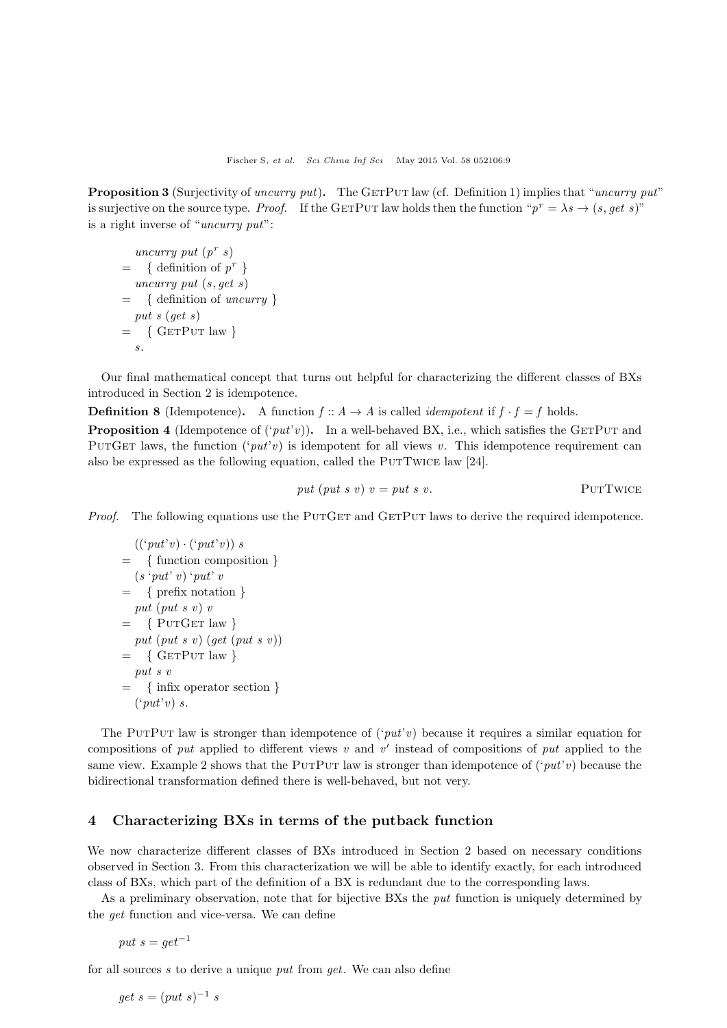**Proposition 3** (Surjectivity of *uncurry put*)**.** The GetPut law (cf. Definition 1) implies that "*uncurry put*" is surjective on the source type. *Proof.* If the GetPut law holds then the function "$p^r = \lambda s \rightarrow (s, get\ s)$" is a right inverse of "*uncurry put*":

$$
\begin{aligned}
& uncurry\ put\ (p^r\ s) \\
=\ & \quad \{ \text{ definition of } p^r \} \\
& uncurry\ put\ (s, get\ s) \\
=\ & \quad \{ \text{ definition of } uncurry \} \\
& put\ s\ (get\ s) \\
=\ & \quad \{ \text{ GetPut law } \} \\
& s.
\end{aligned}
$$

Our final mathematical concept that turns out helpful for characterizing the different classes of BXs introduced in Section 2 is idempotence.

**Definition 8** (Idempotence)**.** A function $f :: A \rightarrow A$ is called *idempotent* if $f \cdot f = f$ holds.

**Proposition 4** (Idempotence of ($`put`v$))**.** In a well-behaved BX, i.e., which satisfies the GetPut and PutGet laws, the function ($`put`v$) is idempotent for all views $v$. This idempotence requirement can also be expressed as the following equation, called the PutTwice law [24].

$$put\ (put\ s\ v)\ v = put\ s\ v. \qquad \text{PutTwice}$$

*Proof.* The following equations use the PutGet and GetPut laws to derive the required idempotence.

$$
\begin{aligned}
& ((`put`v) \cdot (`put`v))\ s \\
=\ & \quad \{ \text{ function composition } \} \\
& (s\ `put`\ v)\ `put`\ v \\
=\ & \quad \{ \text{ prefix notation } \} \\
& put\ (put\ s\ v)\ v \\
=\ & \quad \{ \text{ PutGet law } \} \\
& put\ (put\ s\ v)\ (get\ (put\ s\ v)) \\
=\ & \quad \{ \text{ GetPut law } \} \\
& put\ s\ v \\
=\ & \quad \{ \text{ infix operator section } \} \\
& (`put`v)\ s.
\end{aligned}
$$

The PutPut law is stronger than idempotence of ($`put`v$) because it requires a similar equation for compositions of *put* applied to different views $v$ and $v'$ instead of compositions of *put* applied to the same view. Example 2 shows that the PutPut law is stronger than idempotence of ($`put`v$) because the bidirectional transformation defined there is well-behaved, but not very.

## 4 Characterizing BXs in terms of the putback function

We now characterize different classes of BXs introduced in Section 2 based on necessary conditions observed in Section 3. From this characterization we will be able to identify exactly, for each introduced class of BXs, which part of the definition of a BX is redundant due to the corresponding laws.

As a preliminary observation, note that for bijective BXs the *put* function is uniquely determined by the *get* function and vice-versa. We can define

$$put\ s = get^{-1}$$

for all sources $s$ to derive a unique *put* from *get*. We can also define

$$get\ s = (put\ s)^{-1}\ s$$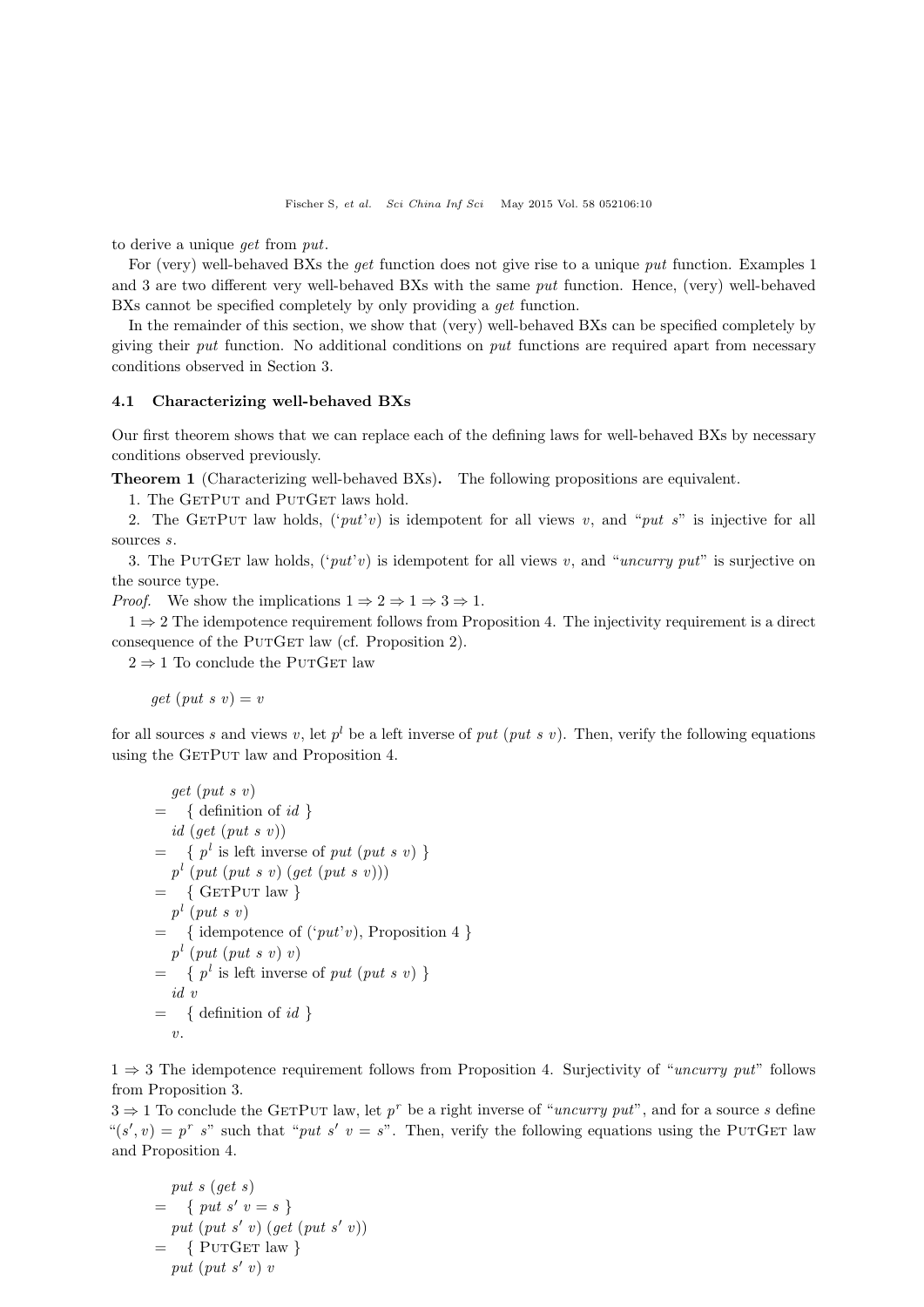to derive a unique *get* from *put*.

For (very) well-behaved BXs the *get* function does not give rise to a unique *put* function. Examples 1 and 3 are two different very well-behaved BXs with the same *put* function. Hence, (very) well-behaved BXs cannot be specified completely by only providing a *get* function.

In the remainder of this section, we show that (very) well-behaved BXs can be specified completely by giving their *put* function. No additional conditions on *put* functions are required apart from necessary conditions observed in Section 3.

### 4.1 Characterizing well-behaved BXs

Our first theorem shows that we can replace each of the defining laws for well-behaved BXs by necessary conditions observed previously.

**Theorem 1** (Characterizing well-behaved BXs)**.** The following propositions are equivalent.

1. The GetPut and PutGet laws hold.

2. The GetPut law holds, (‘*put*’$v$) is idempotent for all views $v$, and “*put s*” is injective for all sources $s$.

3. The PutGet law holds, (‘*put*’$v$) is idempotent for all views $v$, and “*uncurry put*” is surjective on the source type.

*Proof.* We show the implications $1 \Rightarrow 2 \Rightarrow 1 \Rightarrow 3 \Rightarrow 1$.

$1 \Rightarrow 2$ The idempotence requirement follows from Proposition 4. The injectivity requirement is a direct consequence of the PutGet law (cf. Proposition 2).

$2 \Rightarrow 1$ To conclude the PutGet law

$$get\ (put\ s\ v) = v$$

for all sources $s$ and views $v$, let $p^l$ be a left inverse of $put\ (put\ s\ v)$. Then, verify the following equations using the GetPut law and Proposition 4.

$$
\begin{aligned}
& get\ (put\ s\ v) \\
=\ & \{\ \text{definition of } id\ \} \\
& id\ (get\ (put\ s\ v)) \\
=\ & \{\ p^l \text{ is left inverse of } put\ (put\ s\ v)\ \} \\
& p^l\ (put\ (put\ s\ v)\ (get\ (put\ s\ v))) \\
=\ & \{\ \text{GetPut law}\ \} \\
& p^l\ (put\ s\ v) \\
=\ & \{\ \text{idempotence of } (\text{‘}put\text{’}v),\ \text{Proposition 4}\ \} \\
& p^l\ (put\ (put\ s\ v)\ v) \\
=\ & \{\ p^l \text{ is left inverse of } put\ (put\ s\ v)\ \} \\
& id\ v \\
=\ & \{\ \text{definition of } id\ \} \\
& v.
\end{aligned}
$$

$1 \Rightarrow 3$ The idempotence requirement follows from Proposition 4. Surjectivity of “*uncurry put*” follows from Proposition 3.

$3 \Rightarrow 1$ To conclude the GetPut law, let $p^r$ be a right inverse of “*uncurry put*”, and for a source $s$ define “$(s', v) = p^r\ s$” such that “$put\ s'\ v = s$”. Then, verify the following equations using the PutGet law and Proposition 4.

$$
\begin{aligned}
& put\ s\ (get\ s) \\
=\ & \{\ put\ s'\ v = s\ \} \\
& put\ (put\ s'\ v)\ (get\ (put\ s'\ v)) \\
=\ & \{\ \text{PutGet law}\ \} \\
& put\ (put\ s'\ v)\ v
\end{aligned}
$$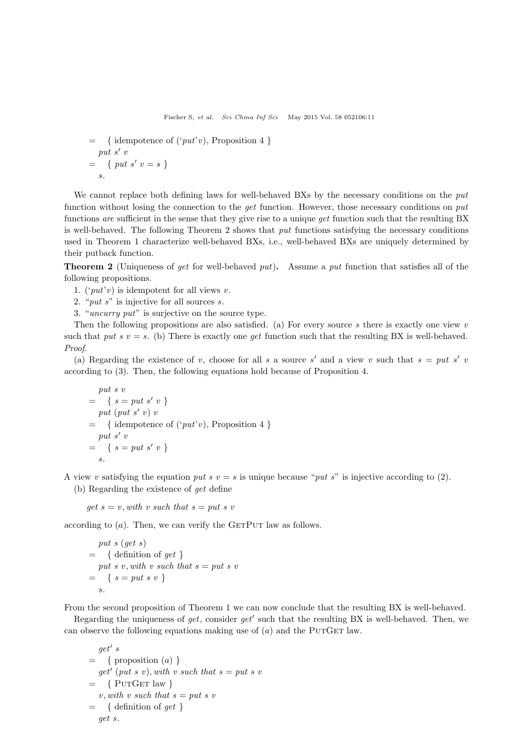$$
\begin{aligned}
&= \quad \{ \text{ idempotence of } (`put`v), \text{ Proposition 4 } \} \\
&\quad put\ s'\ v \\
&= \quad \{ \ put\ s'\ v = s \ \} \\
&\quad s.
\end{aligned}
$$

We cannot replace both defining laws for well-behaved BXs by the necessary conditions on the *put* function without losing the connection to the *get* function. However, those necessary conditions on *put* functions *are* sufficient in the sense that they give rise to a unique *get* function such that the resulting BX is well-behaved. The following Theorem 2 shows that *put* functions satisfying the necessary conditions used in Theorem 1 characterize well-behaved BXs, i.e., well-behaved BXs are uniquely determined by their putback function.

**Theorem 2** (Uniqueness of *get* for well-behaved *put*)**.** Assume a *put* function that satisfies all of the following propositions.

1. (‘*put*’*v*) is idempotent for all views *v*.
2. “*put s*” is injective for all sources *s*.
3. “*uncurry put*” is surjective on the source type.

Then the following propositions are also satisfied. (a) For every source *s* there is exactly one view *v* such that $put\ s\ v = s$. (b) There is exactly one *get* function such that the resulting BX is well-behaved.

*Proof.*

(a) Regarding the existence of *v*, choose for all *s* a source $s'$ and a view *v* such that $s = put\ s'\ v$ according to (3). Then, the following equations hold because of Proposition 4.

$$
\begin{aligned}
&\quad put\ s\ v \\
&= \quad \{ \ s = put\ s'\ v \ \} \\
&\quad put\ (put\ s'\ v)\ v \\
&= \quad \{ \text{ idempotence of } (`put`v), \text{ Proposition 4 } \} \\
&\quad put\ s'\ v \\
&= \quad \{ \ s = put\ s'\ v \ \} \\
&\quad s.
\end{aligned}
$$

A view *v* satisfying the equation $put\ s\ v = s$ is unique because “*put s*” is injective according to (2).

(b) Regarding the existence of *get* define

$$get\ s = v, \textit{with } v \textit{ such that } s = put\ s\ v$$

according to (*a*). Then, we can verify the GetPut law as follows.

$$
\begin{aligned}
&\quad put\ s\ (get\ s) \\
&= \quad \{ \text{ definition of } get \ \} \\
&\quad put\ s\ v, \textit{with } v \textit{ such that } s = put\ s\ v \\
&= \quad \{ \ s = put\ s\ v \ \} \\
&\quad s.
\end{aligned}
$$

From the second proposition of Theorem 1 we can now conclude that the resulting BX is well-behaved.

Regarding the uniqueness of *get*, consider $get'$ such that the resulting BX is well-behaved. Then, we can observe the following equations making use of (*a*) and the PutGet law.

$$
\begin{aligned}
&\quad get'\ s \\
&= \quad \{ \text{ proposition } (a) \ \} \\
&\quad get'\ (put\ s\ v), \textit{with } v \textit{ such that } s = put\ s\ v \\
&= \quad \{ \text{ PutGet law } \} \\
&\quad v, \textit{with } v \textit{ such that } s = put\ s\ v \\
&= \quad \{ \text{ definition of } get \ \} \\
&\quad get\ s.
\end{aligned}
$$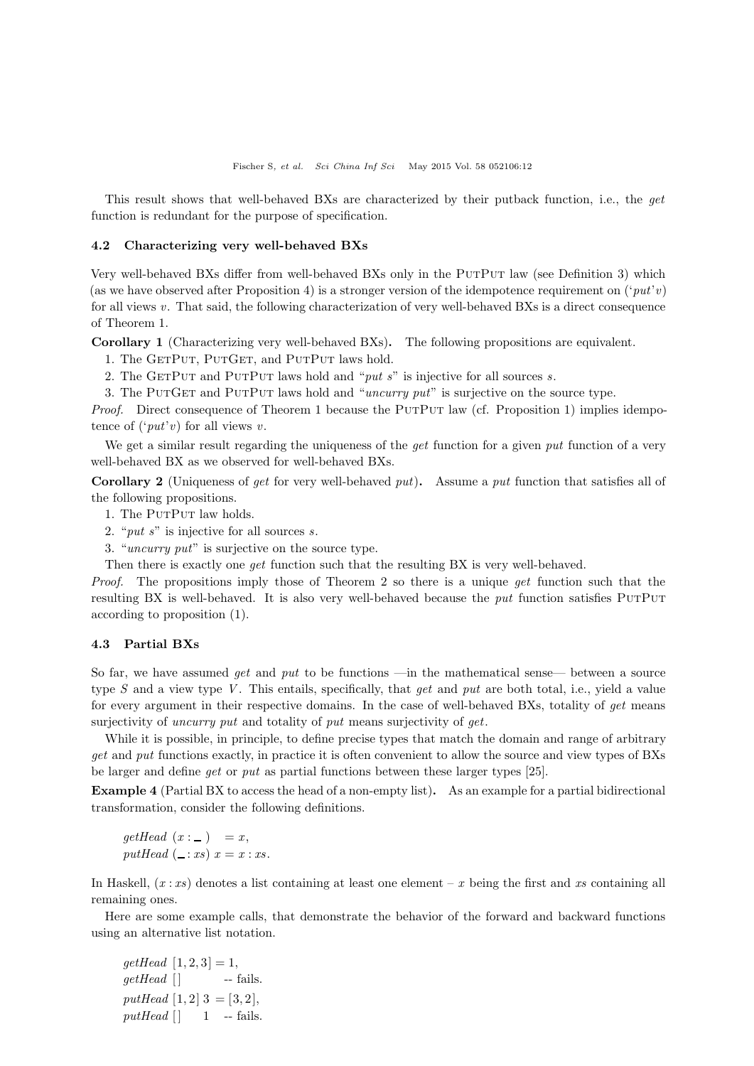This result shows that well-behaved BXs are characterized by their putback function, i.e., the *get* function is redundant for the purpose of specification.

### 4.2 Characterizing very well-behaved BXs

Very well-behaved BXs differ from well-behaved BXs only in the PutPut law (see Definition 3) which (as we have observed after Proposition 4) is a stronger version of the idempotence requirement on ('*put*'*v*) for all views *v*. That said, the following characterization of very well-behaved BXs is a direct consequence of Theorem 1.

**Corollary 1** (Characterizing very well-behaved BXs)**.** The following propositions are equivalent.

1. The GetPut, PutGet, and PutPut laws hold.
2. The GetPut and PutPut laws hold and "*put s*" is injective for all sources *s*.
3. The PutGet and PutPut laws hold and "*uncurry put*" is surjective on the source type.

*Proof.* Direct consequence of Theorem 1 because the PutPut law (cf. Proposition 1) implies idempotence of ('*put*'*v*) for all views *v*.

We get a similar result regarding the uniqueness of the *get* function for a given *put* function of a very well-behaved BX as we observed for well-behaved BXs.

**Corollary 2** (Uniqueness of *get* for very well-behaved *put*)**.** Assume a *put* function that satisfies all of the following propositions.

1. The PutPut law holds.
2. "*put s*" is injective for all sources *s*.
3. "*uncurry put*" is surjective on the source type.

Then there is exactly one *get* function such that the resulting BX is very well-behaved.

*Proof.* The propositions imply those of Theorem 2 so there is a unique *get* function such that the resulting BX is well-behaved. It is also very well-behaved because the *put* function satisfies PutPut according to proposition (1).

### 4.3 Partial BXs

So far, we have assumed *get* and *put* to be functions —in the mathematical sense— between a source type $S$ and a view type $V$. This entails, specifically, that *get* and *put* are both total, i.e., yield a value for every argument in their respective domains. In the case of well-behaved BXs, totality of *get* means surjectivity of *uncurry put* and totality of *put* means surjectivity of *get*.

While it is possible, in principle, to define precise types that match the domain and range of arbitrary *get* and *put* functions exactly, in practice it is often convenient to allow the source and view types of BXs be larger and define *get* or *put* as partial functions between these larger types [25].

**Example 4** (Partial BX to access the head of a non-empty list)**.** As an example for a partial bidirectional transformation, consider the following definitions.

```
getHead (x : _ )    = x,
putHead (_ : xs) x = x : xs.
```

In Haskell, $(x : xs)$ denotes a list containing at least one element – $x$ being the first and $xs$ containing all remaining ones.

Here are some example calls, that demonstrate the behavior of the forward and backward functions using an alternative list notation.

```
getHead [1, 2, 3] = 1,
getHead []          -- fails.
putHead [1, 2] 3 = [3, 2],
putHead []     1    -- fails.
```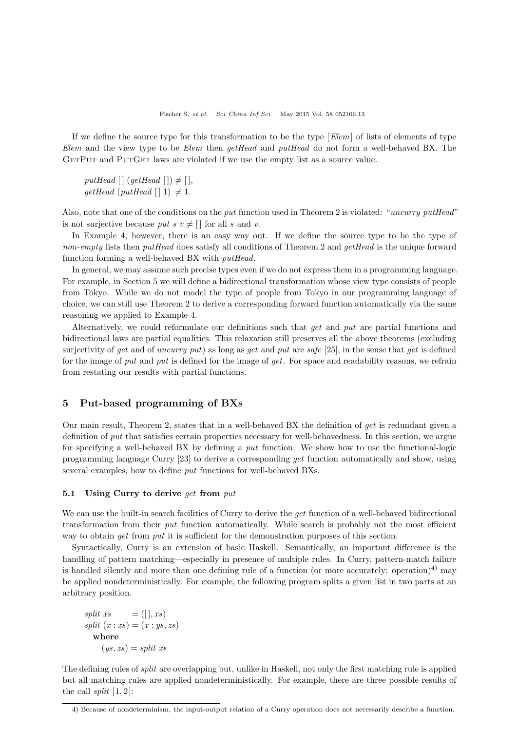If we define the source type for this transformation to be the type [*Elem*] of lists of elements of type *Elem* and the view type to be *Elem* then *getHead* and *putHead* do not form a well-behaved BX. The GetPut and PutGet laws are violated if we use the empty list as a source value.

$$\mathit{putHead}\ [\,]\ (\mathit{getHead}\ [\,]) \neq [\,],$$
$$\mathit{getHead}\ (\mathit{putHead}\ [\,]\ 1) \neq 1.$$

Also, note that one of the conditions on the *put* function used in Theorem 2 is violated: "*uncurry putHead*" is not surjective because $\mathit{put}\ s\ v \neq [\,]$ for all $s$ and $v$.

In Example 4, however, there is an easy way out. If we define the source type to be the type of *non-empty* lists then *putHead* does satisfy all conditions of Theorem 2 and *getHead* is the unique forward function forming a well-behaved BX with *putHead*.

In general, we may assume such precise types even if we do not express them in a programming language. For example, in Section 5 we will define a bidirectional transformation whose view type consists of people from Tokyo. While we do not model the type of people from Tokyo in our programming language of choice, we can still use Theorem 2 to derive a corresponding forward function automatically via the same reasoning we applied to Example 4.

Alternatively, we could reformulate our definitions such that *get* and *put* are partial functions and bidirectional laws are partial equalities. This relaxation still preserves all the above theorems (excluding surjectivity of *get* and of *uncurry put*) as long as *get* and *put* are *safe* [25], in the sense that *get* is defined for the image of *put* and *put* is defined for the image of *get*. For space and readability reasons, we refrain from restating our results with partial functions.

## 5 Put-based programming of BXs

Our main result, Theorem 2, states that in a well-behaved BX the definition of *get* is redundant given a definition of *put* that satisfies certain properties necessary for well-behavedness. In this section, we argue for specifying a well-behaved BX by defining a *put* function. We show how to use the functional-logic programming language Curry [23] to derive a corresponding *get* function automatically and show, using several examples, how to define *put* functions for well-behaved BXs.

### 5.1 Using Curry to derive *get* from *put*

We can use the built-in search facilities of Curry to derive the *get* function of a well-behaved bidirectional transformation from their *put* function automatically. While search is probably not the most efficient way to obtain *get* from *put* it is sufficient for the demonstration purposes of this section.

Syntactically, Curry is an extension of basic Haskell. Semantically, an important difference is the handling of pattern matching—especially in presence of multiple rules. In Curry, pattern-match failure is handled silently and more than one defining rule of a function (or more accurately: operation)[4] may be applied nondeterministically. For example, the following program splits a given list in two parts at an arbitrary position.

```
split xs       = ([], xs)
split (x : xs) = (x : ys, zs)
  where
    (ys, zs) = split xs
```

The defining rules of *split* are overlapping but, unlike in Haskell, not only the first matching rule is applied but all matching rules are applied nondeterministically. For example, there are three possible results of the call *split* [1, 2]:

4) Because of nondeterminism, the input-output relation of a Curry operation does not necessarily describe a function.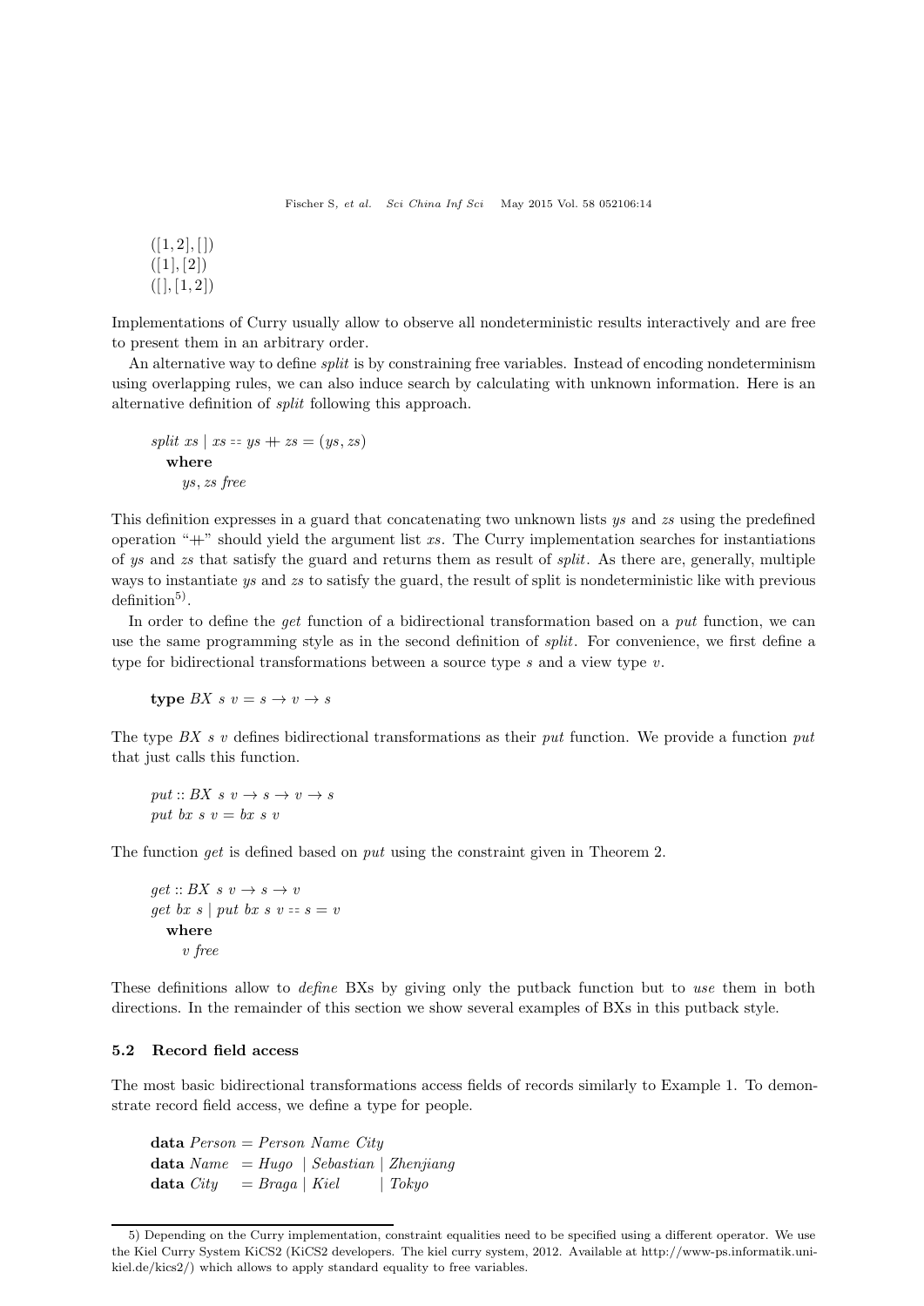```
([1, 2], [])
([1], [2])
([], [1, 2])
```

Implementations of Curry usually allow to observe all nondeterministic results interactively and are free to present them in an arbitrary order.

An alternative way to define *split* is by constraining free variables. Instead of encoding nondeterminism using overlapping rules, we can also induce search by calculating with unknown information. Here is an alternative definition of *split* following this approach.

```
split xs | xs =:= ys ++ zs = (ys, zs)
  where
    ys, zs free
```

This definition expresses in a guard that concatenating two unknown lists *ys* and *zs* using the predefined operation "++" should yield the argument list *xs*. The Curry implementation searches for instantiations of *ys* and *zs* that satisfy the guard and returns them as result of *split*. As there are, generally, multiple ways to instantiate *ys* and *zs* to satisfy the guard, the result of split is nondeterministic like with previous definition[5].

In order to define the *get* function of a bidirectional transformation based on a *put* function, we can use the same programming style as in the second definition of *split*. For convenience, we first define a type for bidirectional transformations between a source type *s* and a view type *v*.

```
type BX s v = s → v → s
```

The type *BX s v* defines bidirectional transformations as their *put* function. We provide a function *put* that just calls this function.

```
put :: BX s v → s → v → s
put bx s v = bx s v
```

The function *get* is defined based on *put* using the constraint given in Theorem 2.

```
get :: BX s v → s → v
get bx s | put bx s v =:= s = v
  where
    v free
```

These definitions allow to *define* BXs by giving only the putback function but to *use* them in both directions. In the remainder of this section we show several examples of BXs in this putback style.

### 5.2 Record field access

The most basic bidirectional transformations access fields of records similarly to Example 1. To demonstrate record field access, we define a type for people.

```
data Person = Person Name City
data Name   = Hugo  | Sebastian | Zhenjiang
data City   = Braga | Kiel      | Tokyo
```

5) Depending on the Curry implementation, constraint equalities need to be specified using a different operator. We use the Kiel Curry System KiCS2 (KiCS2 developers. The kiel curry system, 2012. Available at http://www-ps.informatik.uni-kiel.de/kics2/) which allows to apply standard equality to free variables.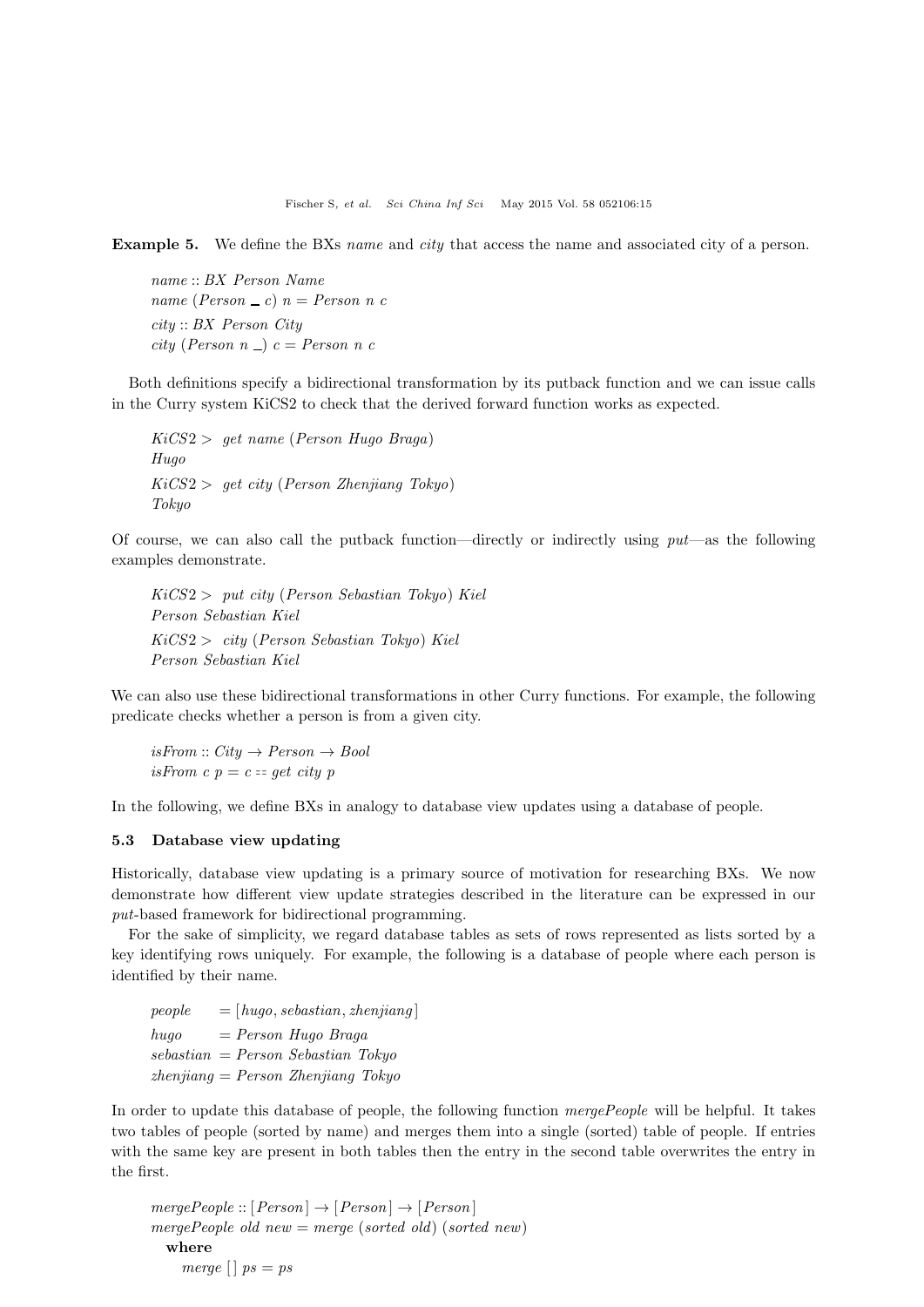**Example 5.** We define the BXs *name* and *city* that access the name and associated city of a person.

```
name :: BX Person Name
name (Person _ c) n = Person n c
city :: BX Person City
city (Person n _) c = Person n c
```

Both definitions specify a bidirectional transformation by its putback function and we can issue calls in the Curry system KiCS2 to check that the derived forward function works as expected.

```
KiCS2 >  get name (Person Hugo Braga)
Hugo
KiCS2 >  get city (Person Zhenjiang Tokyo)
Tokyo
```

Of course, we can also call the putback function—directly or indirectly using *put*—as the following examples demonstrate.

```
KiCS2 >  put city (Person Sebastian Tokyo) Kiel
Person Sebastian Kiel
KiCS2 >  city (Person Sebastian Tokyo) Kiel
Person Sebastian Kiel
```

We can also use these bidirectional transformations in other Curry functions. For example, the following predicate checks whether a person is from a given city.

```
isFrom :: City → Person → Bool
isFrom c p = c == get city p
```

In the following, we define BXs in analogy to database view updates using a database of people.

### 5.3 Database view updating

Historically, database view updating is a primary source of motivation for researching BXs. We now demonstrate how different view update strategies described in the literature can be expressed in our *put*-based framework for bidirectional programming.

For the sake of simplicity, we regard database tables as sets of rows represented as lists sorted by a key identifying rows uniquely. For example, the following is a database of people where each person is identified by their name.

```
people    = [hugo, sebastian, zhenjiang]
hugo      = Person Hugo Braga
sebastian = Person Sebastian Tokyo
zhenjiang = Person Zhenjiang Tokyo
```

In order to update this database of people, the following function *mergePeople* will be helpful. It takes two tables of people (sorted by name) and merges them into a single (sorted) table of people. If entries with the same key are present in both tables then the entry in the second table overwrites the entry in the first.

```
mergePeople :: [Person] → [Person] → [Person]
mergePeople old new = merge (sorted old) (sorted new)
  where
    merge [] ps = ps
```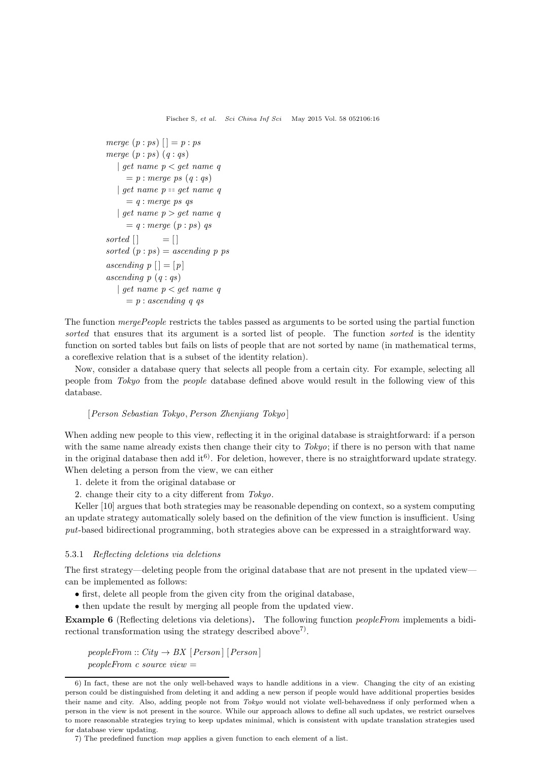```
merge (p : ps) [] = p : ps
merge (p : ps) (q : qs)
   | get name p < get name q
      = p : merge ps (q : qs)
   | get name p == get name q
      = q : merge ps qs
   | get name p > get name q
      = q : merge (p : ps) qs
sorted []       = []
sorted (p : ps) = ascending p ps
ascending p [] = [p]
ascending p (q : qs)
   | get name p < get name q
      = p : ascending q qs
```

The function *mergePeople* restricts the tables passed as arguments to be sorted using the partial function *sorted* that ensures that its argument is a sorted list of people. The function *sorted* is the identity function on sorted tables but fails on lists of people that are not sorted by name (in mathematical terms, a coreflexive relation that is a subset of the identity relation).

Now, consider a database query that selects all people from a certain city. For example, selecting all people from *Tokyo* from the *people* database defined above would result in the following view of this database.

```
[Person Sebastian Tokyo, Person Zhenjiang Tokyo]
```

When adding new people to this view, reflecting it in the original database is straightforward: if a person with the same name already exists then change their city to *Tokyo*; if there is no person with that name in the original database then add it[6]. For deletion, however, there is no straightforward update strategy. When deleting a person from the view, we can either

1. delete it from the original database or
2. change their city to a city different from *Tokyo*.

Keller [10] argues that both strategies may be reasonable depending on context, so a system computing an update strategy automatically solely based on the definition of the view function is insufficient. Using *put*-based bidirectional programming, both strategies above can be expressed in a straightforward way.

#### 5.3.1 *Reflecting deletions via deletions*

The first strategy—deleting people from the original database that are not present in the updated view—can be implemented as follows:

- first, delete all people from the given city from the original database,
- then update the result by merging all people from the updated view.

**Example 6** (Reflecting deletions via deletions)**.** The following function *peopleFrom* implements a bidirectional transformation using the strategy described above[7].

```
peopleFrom :: City → BX [Person] [Person]
peopleFrom c source view =
```

6) In fact, these are not the only well-behaved ways to handle additions in a view. Changing the city of an existing person could be distinguished from deleting it and adding a new person if people would have additional properties besides their name and city. Also, adding people not from *Tokyo* would not violate well-behavedness if only performed when a person in the view is not present in the source. While our approach allows to define all such updates, we restrict ourselves to more reasonable strategies trying to keep updates minimal, which is consistent with update translation strategies used for database view updating.

7) The predefined function *map* applies a given function to each element of a list.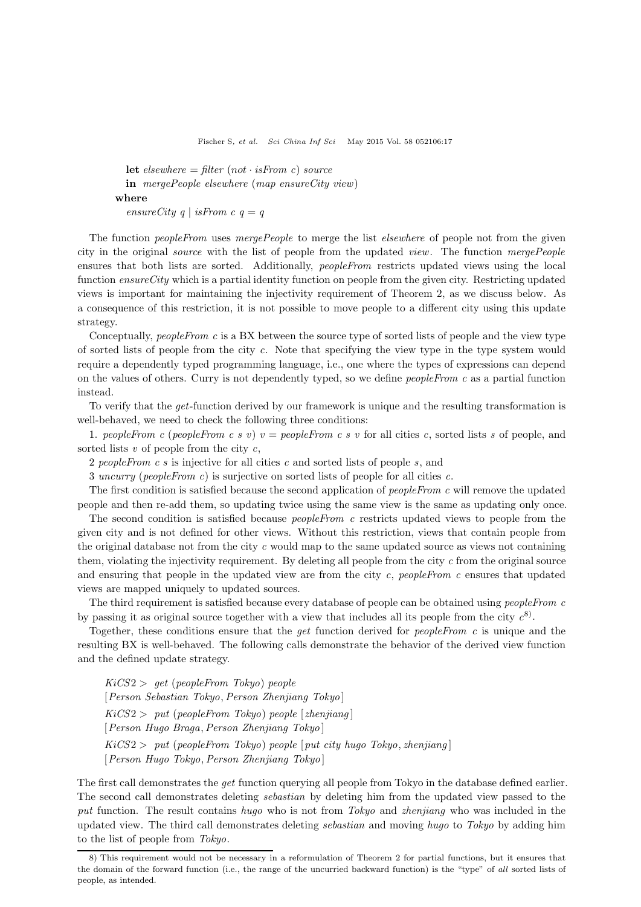```
    let elsewhere = filter (not · isFrom c) source
    in  mergePeople elsewhere (map ensureCity view)
  where
    ensureCity q | isFrom c q = q
```

The function *peopleFrom* uses *mergePeople* to merge the list *elsewhere* of people not from the given city in the original *source* with the list of people from the updated *view*. The function *mergePeople* ensures that both lists are sorted. Additionally, *peopleFrom* restricts updated views using the local function *ensureCity* which is a partial identity function on people from the given city. Restricting updated views is important for maintaining the injectivity requirement of Theorem 2, as we discuss below. As a consequence of this restriction, it is not possible to move people to a different city using this update strategy.

Conceptually, *peopleFrom c* is a BX between the source type of sorted lists of people and the view type of sorted lists of people from the city *c*. Note that specifying the view type in the type system would require a dependently typed programming language, i.e., one where the types of expressions can depend on the values of others. Curry is not dependently typed, so we define *peopleFrom c* as a partial function instead.

To verify that the *get*-function derived by our framework is unique and the resulting transformation is well-behaved, we need to check the following three conditions:

1. *peopleFrom c* (*peopleFrom c s v*) *v* = *peopleFrom c s v* for all cities *c*, sorted lists *s* of people, and sorted lists *v* of people from the city *c*,

2 *peopleFrom c s* is injective for all cities *c* and sorted lists of people *s*, and

3 *uncurry* (*peopleFrom c*) is surjective on sorted lists of people for all cities *c*.

The first condition is satisfied because the second application of *peopleFrom c* will remove the updated people and then re-add them, so updating twice using the same view is the same as updating only once.

The second condition is satisfied because *peopleFrom c* restricts updated views to people from the given city and is not defined for other views. Without this restriction, views that contain people from the original database not from the city *c* would map to the same updated source as views not containing them, violating the injectivity requirement. By deleting all people from the city *c* from the original source and ensuring that people in the updated view are from the city *c*, *peopleFrom c* ensures that updated views are mapped uniquely to updated sources.

The third requirement is satisfied because every database of people can be obtained using *peopleFrom c* by passing it as original source together with a view that includes all its people from the city *c*[8].

Together, these conditions ensure that the *get* function derived for *peopleFrom c* is unique and the resulting BX is well-behaved. The following calls demonstrate the behavior of the derived view function and the defined update strategy.

```
KiCS2 > get (peopleFrom Tokyo) people
[Person Sebastian Tokyo, Person Zhenjiang Tokyo]
KiCS2 > put (peopleFrom Tokyo) people [zhenjiang]
[Person Hugo Braga, Person Zhenjiang Tokyo]
KiCS2 > put (peopleFrom Tokyo) people [put city hugo Tokyo, zhenjiang]
[Person Hugo Tokyo, Person Zhenjiang Tokyo]
```

The first call demonstrates the *get* function querying all people from Tokyo in the database defined earlier. The second call demonstrates deleting *sebastian* by deleting him from the updated view passed to the *put* function. The result contains *hugo* who is not from *Tokyo* and *zhenjiang* who was included in the updated view. The third call demonstrates deleting *sebastian* and moving *hugo* to *Tokyo* by adding him to the list of people from *Tokyo*.

---

8) This requirement would not be necessary in a reformulation of Theorem 2 for partial functions, but it ensures that the domain of the forward function (i.e., the range of the uncurried backward function) is the "type" of *all* sorted lists of people, as intended.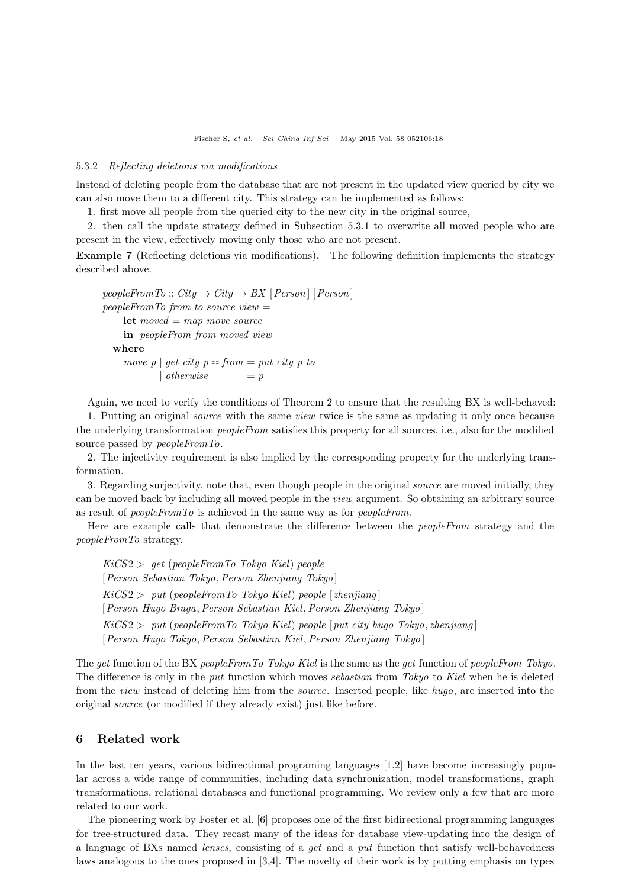#### 5.3.2 *Reflecting deletions via modifications*

Instead of deleting people from the database that are not present in the updated view queried by city we can also move them to a different city. This strategy can be implemented as follows:

1. first move all people from the queried city to the new city in the original source,
2. then call the update strategy defined in Subsection 5.3.1 to overwrite all moved people who are present in the view, effectively moving only those who are not present.

**Example 7** (Reflecting deletions via modifications)**.** The following definition implements the strategy described above.

```
peopleFromTo :: City → City → BX [Person] [Person]
peopleFromTo from to source view =
    let moved = map move source
    in  peopleFrom from moved view
  where
    move p | get city p == from = put city p to
           | otherwise          = p
```

Again, we need to verify the conditions of Theorem 2 to ensure that the resulting BX is well-behaved:

1. Putting an original *source* with the same *view* twice is the same as updating it only once because the underlying transformation *peopleFrom* satisfies this property for all sources, i.e., also for the modified source passed by *peopleFromTo*.
2. The injectivity requirement is also implied by the corresponding property for the underlying transformation.
3. Regarding surjectivity, note that, even though people in the original *source* are moved initially, they can be moved back by including all moved people in the *view* argument. So obtaining an arbitrary source as result of *peopleFromTo* is achieved in the same way as for *peopleFrom*.

Here are example calls that demonstrate the difference between the *peopleFrom* strategy and the *peopleFromTo* strategy.

```
KiCS2 > get (peopleFromTo Tokyo Kiel) people
[Person Sebastian Tokyo, Person Zhenjiang Tokyo]
KiCS2 > put (peopleFromTo Tokyo Kiel) people [zhenjiang]
[Person Hugo Braga, Person Sebastian Kiel, Person Zhenjiang Tokyo]
KiCS2 > put (peopleFromTo Tokyo Kiel) people [put city hugo Tokyo, zhenjiang]
[Person Hugo Tokyo, Person Sebastian Kiel, Person Zhenjiang Tokyo]
```

The *get* function of the BX *peopleFromTo Tokyo Kiel* is the same as the *get* function of *peopleFrom Tokyo*. The difference is only in the *put* function which moves *sebastian* from *Tokyo* to *Kiel* when he is deleted from the *view* instead of deleting him from the *source*. Inserted people, like *hugo*, are inserted into the original *source* (or modified if they already exist) just like before.

## 6 Related work

In the last ten years, various bidirectional programing languages [1,2] have become increasingly popular across a wide range of communities, including data synchronization, model transformations, graph transformations, relational databases and functional programming. We review only a few that are more related to our work.

The pioneering work by Foster et al. [6] proposes one of the first bidirectional programming languages for tree-structured data. They recast many of the ideas for database view-updating into the design of a language of BXs named *lenses*, consisting of a *get* and a *put* function that satisfy well-behavedness laws analogous to the ones proposed in [3,4]. The novelty of their work is by putting emphasis on types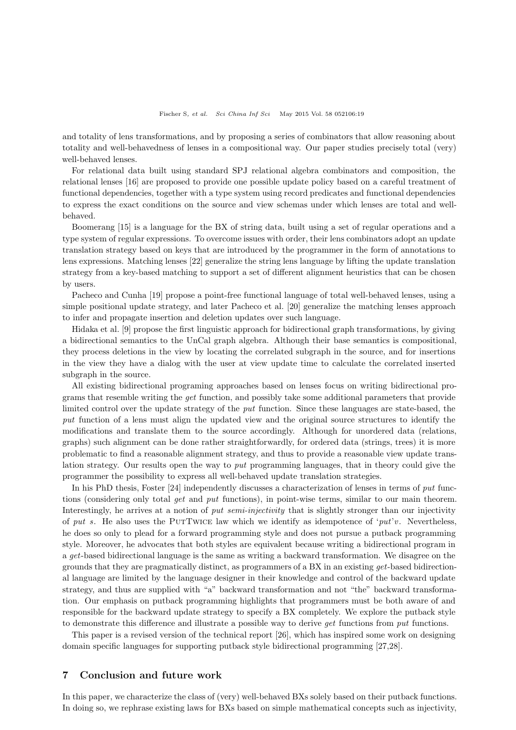and totality of lens transformations, and by proposing a series of combinators that allow reasoning about totality and well-behavedness of lenses in a compositional way. Our paper studies precisely total (very) well-behaved lenses.

For relational data built using standard SPJ relational algebra combinators and composition, the relational lenses [16] are proposed to provide one possible update policy based on a careful treatment of functional dependencies, together with a type system using record predicates and functional dependencies to express the exact conditions on the source and view schemas under which lenses are total and well-behaved.

Boomerang [15] is a language for the BX of string data, built using a set of regular operations and a type system of regular expressions. To overcome issues with order, their lens combinators adopt an update translation strategy based on keys that are introduced by the programmer in the form of annotations to lens expressions. Matching lenses [22] generalize the string lens language by lifting the update translation strategy from a key-based matching to support a set of different alignment heuristics that can be chosen by users.

Pacheco and Cunha [19] propose a point-free functional language of total well-behaved lenses, using a simple positional update strategy, and later Pacheco et al. [20] generalize the matching lenses approach to infer and propagate insertion and deletion updates over such language.

Hidaka et al. [9] propose the first linguistic approach for bidirectional graph transformations, by giving a bidirectional semantics to the UnCal graph algebra. Although their base semantics is compositional, they process deletions in the view by locating the correlated subgraph in the source, and for insertions in the view they have a dialog with the user at view update time to calculate the correlated inserted subgraph in the source.

All existing bidirectional programing approaches based on lenses focus on writing bidirectional programs that resemble writing the *get* function, and possibly take some additional parameters that provide limited control over the update strategy of the *put* function. Since these languages are state-based, the *put* function of a lens must align the updated view and the original source structures to identify the modifications and translate them to the source accordingly. Although for unordered data (relations, graphs) such alignment can be done rather straightforwardly, for ordered data (strings, trees) it is more problematic to find a reasonable alignment strategy, and thus to provide a reasonable view update translation strategy. Our results open the way to *put* programming languages, that in theory could give the programmer the possibility to express all well-behaved update translation strategies.

In his PhD thesis, Foster [24] independently discusses a characterization of lenses in terms of *put* functions (considering only total *get* and *put* functions), in point-wise terms, similar to our main theorem. Interestingly, he arrives at a notion of *put semi-injectivity* that is slightly stronger than our injectivity of *put s*. He also uses the PutTwice law which we identify as idempotence of '*put*'$v$. Nevertheless, he does so only to plead for a forward programming style and does not pursue a putback programming style. Moreover, he advocates that both styles are equivalent because writing a bidirectional program in a *get*-based bidirectional language is the same as writing a backward transformation. We disagree on the grounds that they are pragmatically distinct, as programmers of a BX in an existing *get*-based bidirectional language are limited by the language designer in their knowledge and control of the backward update strategy, and thus are supplied with "a" backward transformation and not "the" backward transformation. Our emphasis on putback programming highlights that programmers must be both aware of and responsible for the backward update strategy to specify a BX completely. We explore the putback style to demonstrate this difference and illustrate a possible way to derive *get* functions from *put* functions.

This paper is a revised version of the technical report [26], which has inspired some work on designing domain specific languages for supporting putback style bidirectional programming [27,28].

## 7 Conclusion and future work

In this paper, we characterize the class of (very) well-behaved BXs solely based on their putback functions. In doing so, we rephrase existing laws for BXs based on simple mathematical concepts such as injectivity,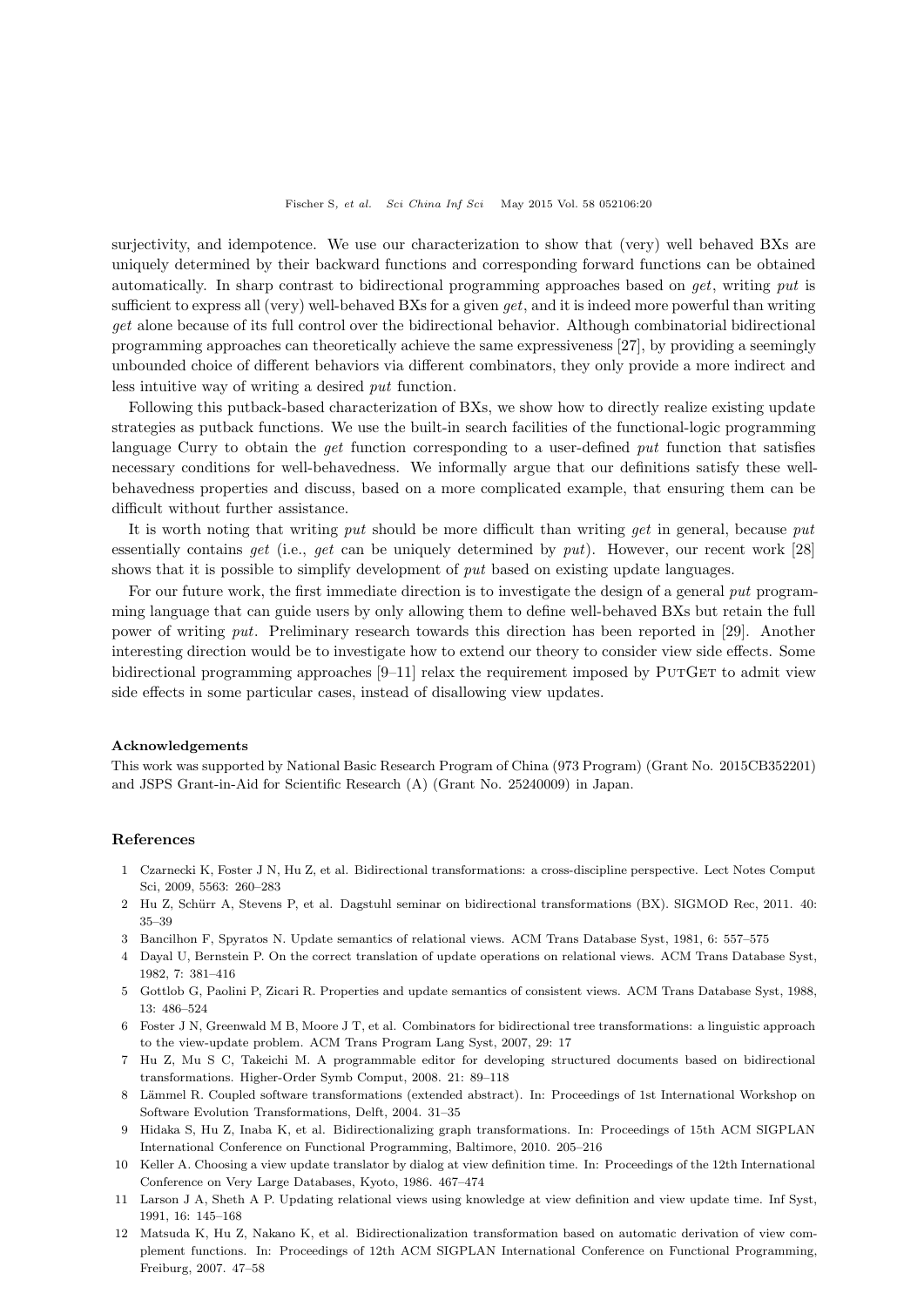surjectivity, and idempotence. We use our characterization to show that (very) well behaved BXs are uniquely determined by their backward functions and corresponding forward functions can be obtained automatically. In sharp contrast to bidirectional programming approaches based on *get*, writing *put* is sufficient to express all (very) well-behaved BXs for a given *get*, and it is indeed more powerful than writing *get* alone because of its full control over the bidirectional behavior. Although combinatorial bidirectional programming approaches can theoretically achieve the same expressiveness [27], by providing a seemingly unbounded choice of different behaviors via different combinators, they only provide a more indirect and less intuitive way of writing a desired *put* function.

Following this putback-based characterization of BXs, we show how to directly realize existing update strategies as putback functions. We use the built-in search facilities of the functional-logic programming language Curry to obtain the *get* function corresponding to a user-defined *put* function that satisfies necessary conditions for well-behavedness. We informally argue that our definitions satisfy these well-behavedness properties and discuss, based on a more complicated example, that ensuring them can be difficult without further assistance.

It is worth noting that writing *put* should be more difficult than writing *get* in general, because *put* essentially contains *get* (i.e., *get* can be uniquely determined by *put*). However, our recent work [28] shows that it is possible to simplify development of *put* based on existing update languages.

For our future work, the first immediate direction is to investigate the design of a general *put* programming language that can guide users by only allowing them to define well-behaved BXs but retain the full power of writing *put*. Preliminary research towards this direction has been reported in [29]. Another interesting direction would be to investigate how to extend our theory to consider view side effects. Some bidirectional programming approaches [9–11] relax the requirement imposed by PutGet to admit view side effects in some particular cases, instead of disallowing view updates.

**Acknowledgements**

This work was supported by National Basic Research Program of China (973 Program) (Grant No. 2015CB352201) and JSPS Grant-in-Aid for Scientific Research (A) (Grant No. 25240009) in Japan.

## References

1 Czarnecki K, Foster J N, Hu Z, et al. Bidirectional transformations: a cross-discipline perspective. Lect Notes Comput Sci, 2009, 5563: 260–283

2 Hu Z, Schürr A, Stevens P, et al. Dagstuhl seminar on bidirectional transformations (BX). SIGMOD Rec, 2011. 40: 35–39

3 Bancilhon F, Spyratos N. Update semantics of relational views. ACM Trans Database Syst, 1981, 6: 557–575

4 Dayal U, Bernstein P. On the correct translation of update operations on relational views. ACM Trans Database Syst, 1982, 7: 381–416

5 Gottlob G, Paolini P, Zicari R. Properties and update semantics of consistent views. ACM Trans Database Syst, 1988, 13: 486–524

6 Foster J N, Greenwald M B, Moore J T, et al. Combinators for bidirectional tree transformations: a linguistic approach to the view-update problem. ACM Trans Program Lang Syst, 2007, 29: 17

7 Hu Z, Mu S C, Takeichi M. A programmable editor for developing structured documents based on bidirectional transformations. Higher-Order Symb Comput, 2008. 21: 89–118

8 Lämmel R. Coupled software transformations (extended abstract). In: Proceedings of 1st International Workshop on Software Evolution Transformations, Delft, 2004. 31–35

9 Hidaka S, Hu Z, Inaba K, et al. Bidirectionalizing graph transformations. In: Proceedings of 15th ACM SIGPLAN International Conference on Functional Programming, Baltimore, 2010. 205–216

10 Keller A. Choosing a view update translator by dialog at view definition time. In: Proceedings of the 12th International Conference on Very Large Databases, Kyoto, 1986. 467–474

11 Larson J A, Sheth A P. Updating relational views using knowledge at view definition and view update time. Inf Syst, 1991, 16: 145–168

12 Matsuda K, Hu Z, Nakano K, et al. Bidirectionalization transformation based on automatic derivation of view complement functions. In: Proceedings of 12th ACM SIGPLAN International Conference on Functional Programming, Freiburg, 2007. 47–58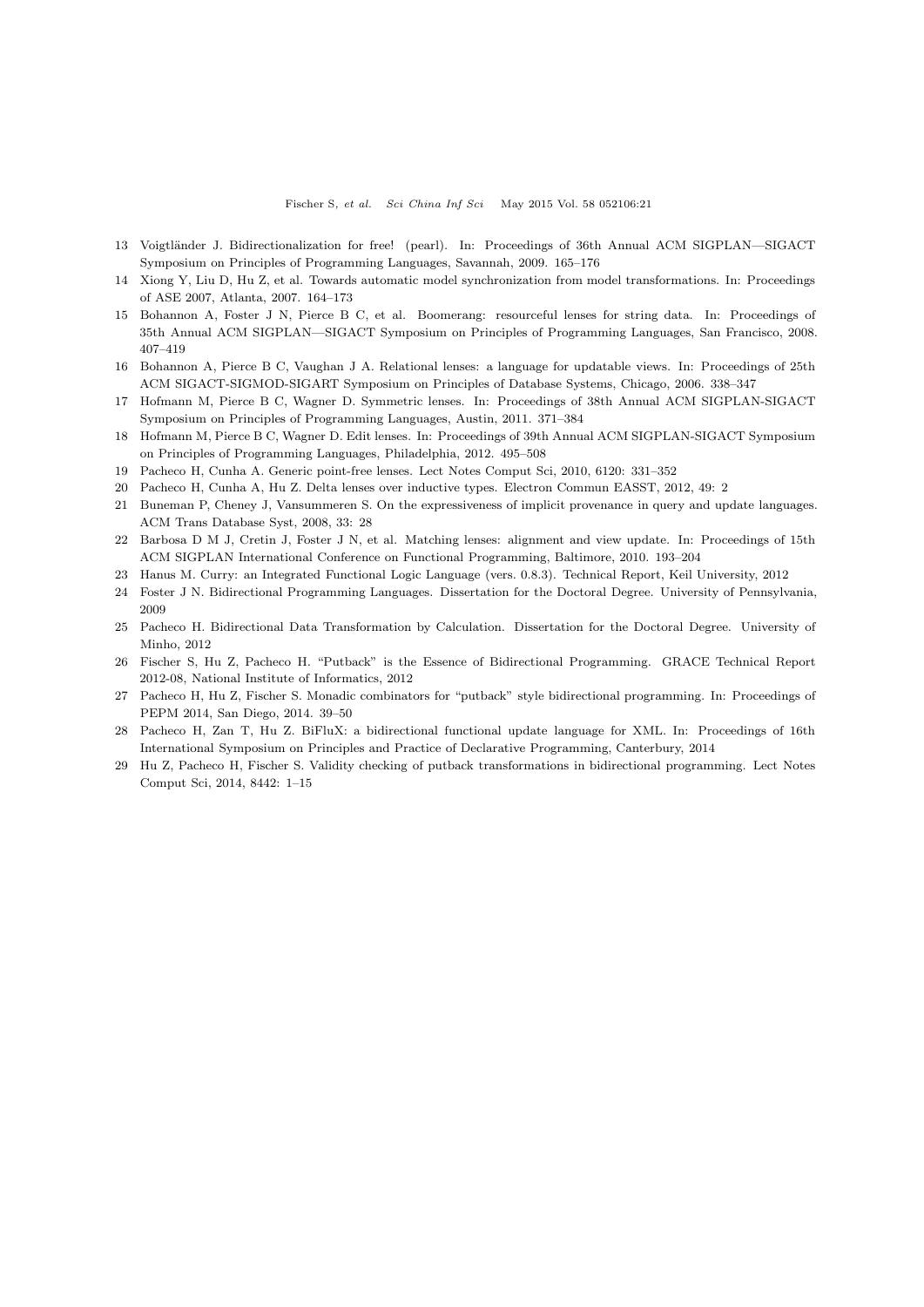13 Voigtländer J. Bidirectionalization for free! (pearl). In: Proceedings of 36th Annual ACM SIGPLAN—SIGACT Symposium on Principles of Programming Languages, Savannah, 2009. 165–176

14 Xiong Y, Liu D, Hu Z, et al. Towards automatic model synchronization from model transformations. In: Proceedings of ASE 2007, Atlanta, 2007. 164–173

15 Bohannon A, Foster J N, Pierce B C, et al. Boomerang: resourceful lenses for string data. In: Proceedings of 35th Annual ACM SIGPLAN—SIGACT Symposium on Principles of Programming Languages, San Francisco, 2008. 407–419

16 Bohannon A, Pierce B C, Vaughan J A. Relational lenses: a language for updatable views. In: Proceedings of 25th ACM SIGACT-SIGMOD-SIGART Symposium on Principles of Database Systems, Chicago, 2006. 338–347

17 Hofmann M, Pierce B C, Wagner D. Symmetric lenses. In: Proceedings of 38th Annual ACM SIGPLAN-SIGACT Symposium on Principles of Programming Languages, Austin, 2011. 371–384

18 Hofmann M, Pierce B C, Wagner D. Edit lenses. In: Proceedings of 39th Annual ACM SIGPLAN-SIGACT Symposium on Principles of Programming Languages, Philadelphia, 2012. 495–508

19 Pacheco H, Cunha A. Generic point-free lenses. Lect Notes Comput Sci, 2010, 6120: 331–352

20 Pacheco H, Cunha A, Hu Z. Delta lenses over inductive types. Electron Commun EASST, 2012, 49: 2

21 Buneman P, Cheney J, Vansummeren S. On the expressiveness of implicit provenance in query and update languages. ACM Trans Database Syst, 2008, 33: 28

22 Barbosa D M J, Cretin J, Foster J N, et al. Matching lenses: alignment and view update. In: Proceedings of 15th ACM SIGPLAN International Conference on Functional Programming, Baltimore, 2010. 193–204

23 Hanus M. Curry: an Integrated Functional Logic Language (vers. 0.8.3). Technical Report, Keil University, 2012

24 Foster J N. Bidirectional Programming Languages. Dissertation for the Doctoral Degree. University of Pennsylvania, 2009

25 Pacheco H. Bidirectional Data Transformation by Calculation. Dissertation for the Doctoral Degree. University of Minho, 2012

26 Fischer S, Hu Z, Pacheco H. "Putback" is the Essence of Bidirectional Programming. GRACE Technical Report 2012-08, National Institute of Informatics, 2012

27 Pacheco H, Hu Z, Fischer S. Monadic combinators for "putback" style bidirectional programming. In: Proceedings of PEPM 2014, San Diego, 2014. 39–50

28 Pacheco H, Zan T, Hu Z. BiFluX: a bidirectional functional update language for XML. In: Proceedings of 16th International Symposium on Principles and Practice of Declarative Programming, Canterbury, 2014

29 Hu Z, Pacheco H, Fischer S. Validity checking of putback transformations in bidirectional programming. Lect Notes Comput Sci, 2014, 8442: 1–15